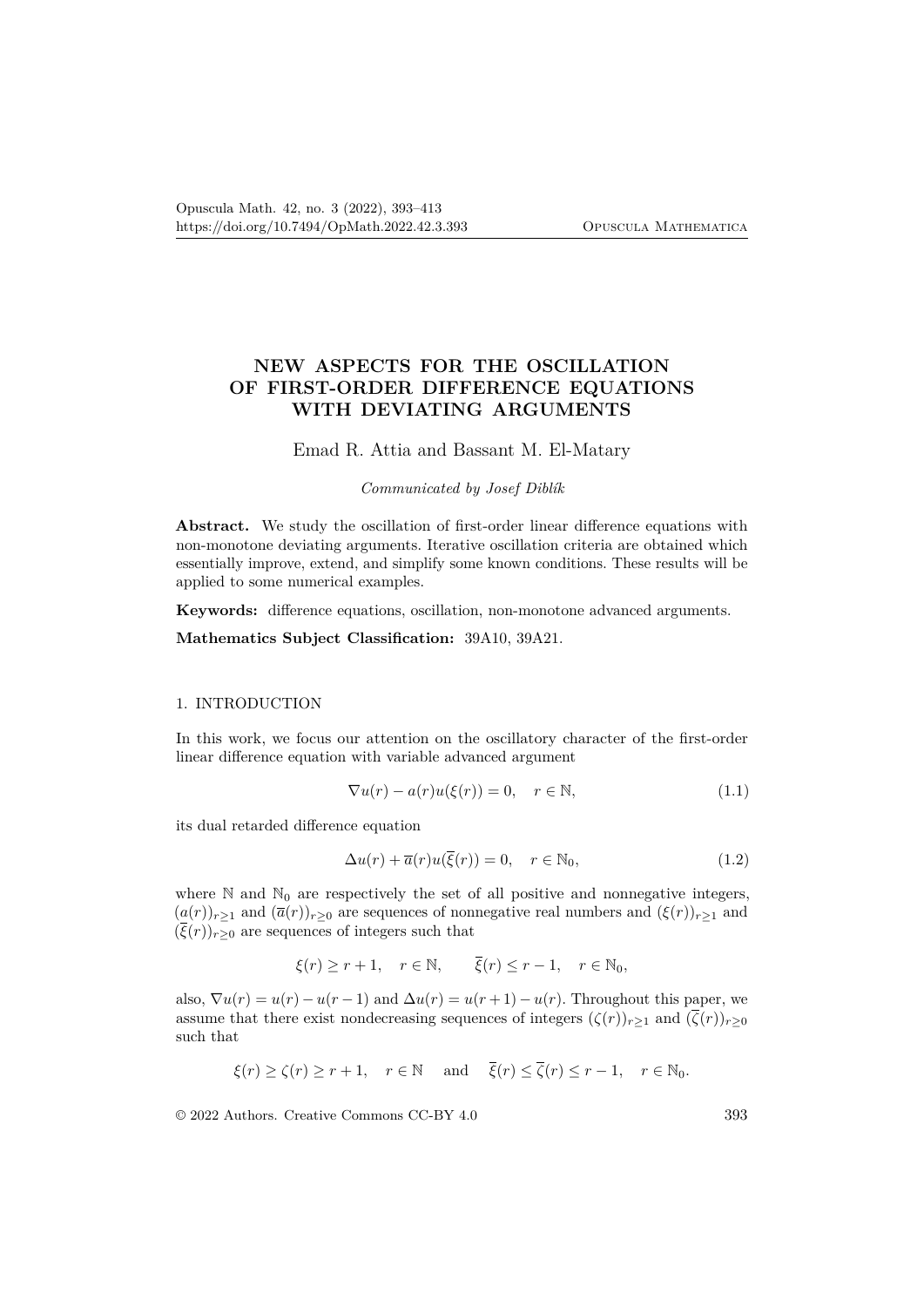# NEW ASPECTS FOR THE OSCILLATION OF FIRST-ORDER DIFFERENCE EQUATIONS WITH DEVIATING ARGUMENTS

Emad R. Attia and Bassant M. El-Matary

*Communicated by Josef Diblík*

**Abstract.** We study the oscillation of first-order linear difference equations with non-monotone deviating arguments. Iterative oscillation criteria are obtained which essentially improve, extend, and simplify some known conditions. These results will be applied to some numerical examples.

**Keywords:** difference equations, oscillation, non-monotone advanced arguments.

**Mathematics Subject Classification:** 39A10, 39A21.

## 1. INTRODUCTION

In this work, we focus our attention on the oscillatory character of the first-order linear difference equation with variable advanced argument

$$\nabla u(r) - a(r)u(\xi(r)) = 0, \quad r \in \mathbb{N}, \tag{1.1}$$

its dual retarded difference equation

$$\Delta u(r) + \overline{a}(r)u(\overline{\xi}(r)) = 0, \quad r \in \mathbb{N}_0, \tag{1.2}$$

where $\mathbb{N}$ and $\mathbb{N}_0$ are respectively the set of all positive and nonnegative integers, $(a(r))_{r\geq 1}$ and $(\overline{a}(r))_{r\geq 0}$ are sequences of nonnegative real numbers and $(\xi(r))_{r\geq 1}$ and $(\overline{\xi}(r))_{r\geq 0}$ are sequences of integers such that

$$\xi(r) \geq r+1, \quad r \in \mathbb{N}, \qquad \overline{\xi}(r) \leq r-1, \quad r \in \mathbb{N}_0,$$

also, $\nabla u(r) = u(r) - u(r-1)$ and $\Delta u(r) = u(r+1) - u(r)$. Throughout this paper, we assume that there exist nondecreasing sequences of integers $(\zeta(r))_{r\geq 1}$ and $(\overline{\zeta}(r))_{r\geq 0}$ such that

$$\xi(r) \geq \zeta(r) \geq r+1, \quad r \in \mathbb{N} \quad \text{and} \quad \overline{\xi}(r) \leq \overline{\zeta}(r) \leq r-1, \quad r \in \mathbb{N}_0.$$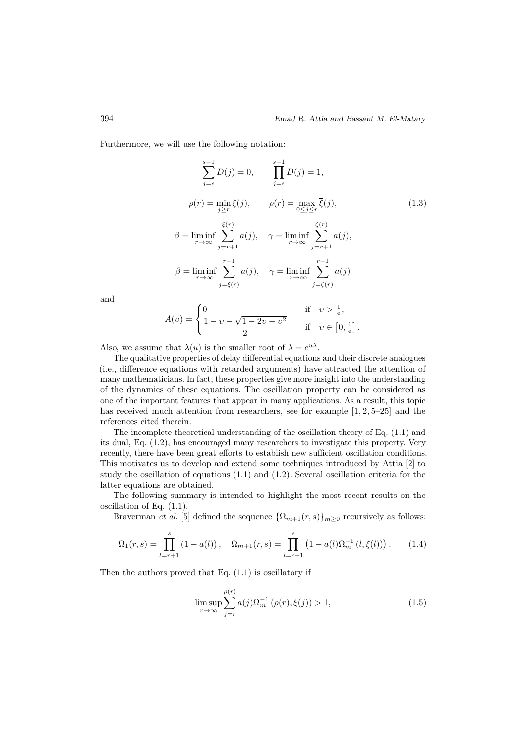Furthermore, we will use the following notation:

$$
\begin{gathered}
\sum_{j=s}^{s-1} D(j)=0, \qquad \prod_{j=s}^{s-1} D(j)=1, \\
\rho(r)=\min_{j\geq r} \xi(j), \qquad \overline{\rho}(r)=\max_{0\leq j\leq r} \overline{\xi}(j), \\
\beta=\liminf_{r\to\infty} \sum_{j=r+1}^{\xi(r)} a(j), \quad \gamma=\liminf_{r\to\infty} \sum_{j=r+1}^{\zeta(r)} a(j), \\
\overline{\beta}=\liminf_{r\to\infty} \sum_{j=\overline{\xi}(r)}^{r-1} \overline{a}(j), \quad \overline{\gamma}=\liminf_{r\to\infty} \sum_{j=\overline{\zeta}(r)}^{r-1} \overline{a}(j)
\end{gathered} \tag{1.3}
$$

and

$$
A(\upsilon)=\begin{cases} 0 & \text{if} \quad \upsilon>\frac{1}{\mathrm{e}}, \\ \dfrac{1-\upsilon-\sqrt{1-2\upsilon-\upsilon^2}}{2} & \text{if} \quad \upsilon\in\left[0,\frac{1}{\mathrm{e}}\right]. \end{cases}
$$

Also, we assume that $\lambda(u)$ is the smaller root of $\lambda=e^{u\lambda}$.

The qualitative properties of delay differential equations and their discrete analogues (i.e., difference equations with retarded arguments) have attracted the attention of many mathematicians. In fact, these properties give more insight into the understanding of the dynamics of these equations. The oscillation property can be considered as one of the important features that appear in many applications. As a result, this topic has received much attention from researchers, see for example [1, 2, 5–25] and the references cited therein.

The incomplete theoretical understanding of the oscillation theory of Eq. (1.1) and its dual, Eq. (1.2), has encouraged many researchers to investigate this property. Very recently, there have been great efforts to establish new sufficient oscillation conditions. This motivates us to develop and extend some techniques introduced by Attia [2] to study the oscillation of equations (1.1) and (1.2). Several oscillation criteria for the latter equations are obtained.

The following summary is intended to highlight the most recent results on the oscillation of Eq. (1.1).

Braverman *et al.* [5] defined the sequence $\{\Omega_{m+1}(r,s)\}_{m\geq 0}$ recursively as follows:

$$
\Omega_1(r,s)=\prod_{l=r+1}^{s}(1-a(l)), \quad \Omega_{m+1}(r,s)=\prod_{l=r+1}^{s}\left(1-a(l)\Omega_m^{-1}(l,\xi(l))\right). \tag{1.4}
$$

Then the authors proved that Eq. (1.1) is oscillatory if

$$
\limsup_{r\to\infty} \sum_{j=r}^{\rho(r)} a(j)\Omega_m^{-1}(\rho(r),\xi(j))>1, \tag{1.5}
$$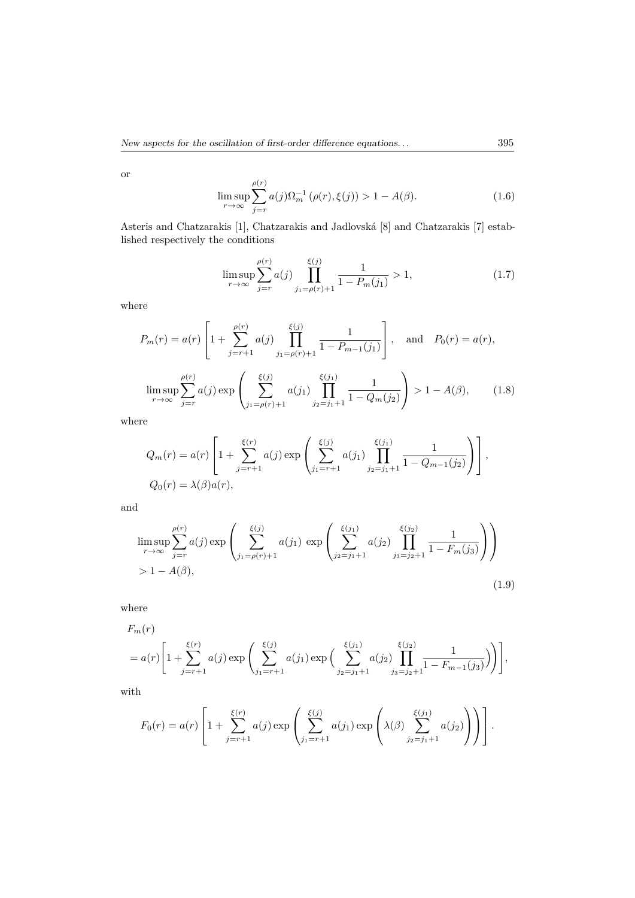or

$$\limsup_{r\to\infty}\sum_{j=r}^{\rho(r)} a(j)\Omega_m^{-1}\left(\rho(r),\xi(j)\right) > 1 - A(\beta). \tag{1.6}$$

Asteris and Chatzarakis [1], Chatzarakis and Jadlovská [8] and Chatzarakis [7] established respectively the conditions

$$\limsup_{r\to\infty}\sum_{j=r}^{\rho(r)} a(j)\prod_{j_1=\rho(r)+1}^{\xi(j)}\frac{1}{1-P_m(j_1)} > 1, \tag{1.7}$$

where

$$P_m(r) = a(r)\left[1+\sum_{j=r+1}^{\rho(r)} a(j)\prod_{j_1=\rho(r)+1}^{\xi(j)}\frac{1}{1-P_{m-1}(j_1)}\right], \quad \text{and} \quad P_0(r) = a(r),$$

$$\limsup_{r\to\infty}\sum_{j=r}^{\rho(r)} a(j)\exp\left(\sum_{j_1=\rho(r)+1}^{\xi(j)} a(j_1)\prod_{j_2=j_1+1}^{\xi(j_1)}\frac{1}{1-Q_m(j_2)}\right) > 1 - A(\beta), \tag{1.8}$$

where

$$Q_m(r) = a(r)\left[1+\sum_{j=r+1}^{\xi(r)} a(j)\exp\left(\sum_{j_1=r+1}^{\xi(j)} a(j_1)\prod_{j_2=j_1+1}^{\xi(j_1)}\frac{1}{1-Q_{m-1}(j_2)}\right)\right],$$

$$Q_0(r) = \lambda(\beta)a(r),$$

and

$$\limsup_{r\to\infty}\sum_{j=r}^{\rho(r)} a(j)\exp\left(\sum_{j_1=\rho(r)+1}^{\xi(j)} a(j_1)\ \exp\left(\sum_{j_2=j_1+1}^{\xi(j_1)} a(j_2)\prod_{j_3=j_2+1}^{\xi(j_2)}\frac{1}{1-F_m(j_3)}\right)\right) > 1 - A(\beta), \tag{1.9}$$

where

$$F_m(r) = a(r)\left[1+\sum_{j=r+1}^{\xi(r)} a(j)\exp\left(\sum_{j_1=r+1}^{\xi(j)} a(j_1)\exp\Big(\sum_{j_2=j_1+1}^{\xi(j_1)} a(j_2)\prod_{j_3=j_2+1}^{\xi(j_2)}\frac{1}{1-F_{m-1}(j_3)}\Big)\right)\right],$$

with

$$F_0(r) = a(r)\left[1+\sum_{j=r+1}^{\xi(r)} a(j)\exp\left(\sum_{j_1=r+1}^{\xi(j)} a(j_1)\exp\left(\lambda(\beta)\sum_{j_2=j_1+1}^{\xi(j_1)} a(j_2)\right)\right)\right].$$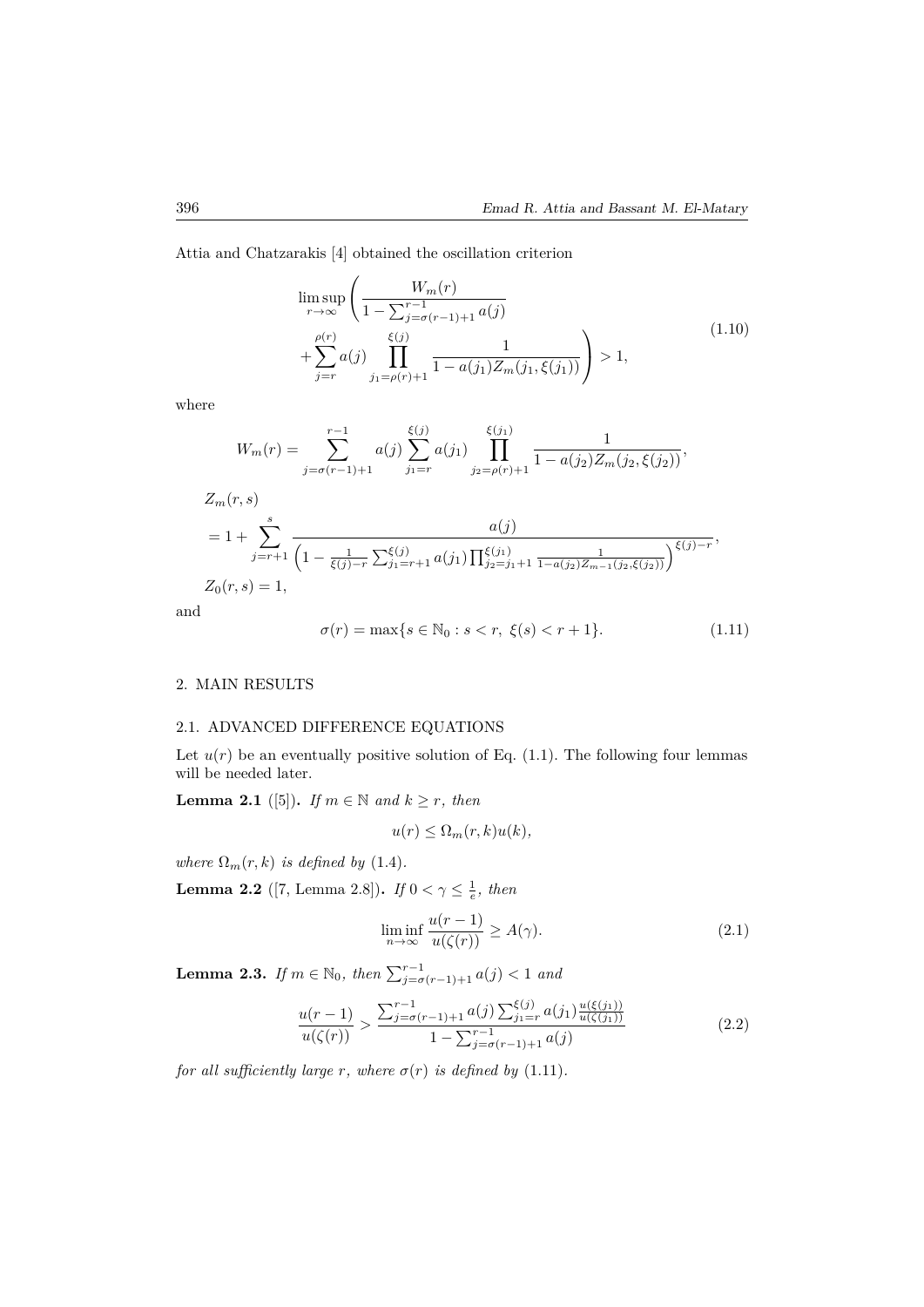Attia and Chatzarakis [4] obtained the oscillation criterion

$$\limsup_{r\to\infty}\left(\frac{W_m(r)}{1-\sum_{j=\sigma(r-1)+1}^{r-1}a(j)} + \sum_{j=r}^{\rho(r)}a(j)\prod_{j_1=\rho(r)+1}^{\xi(j)}\frac{1}{1-a(j_1)Z_m(j_1,\xi(j_1))}\right)>1, \tag{1.10}$$

where

$$W_m(r)=\sum_{j=\sigma(r-1)+1}^{r-1}a(j)\sum_{j_1=r}^{\xi(j)}a(j_1)\prod_{j_2=\rho(r)+1}^{\xi(j_1)}\frac{1}{1-a(j_2)Z_m(j_2,\xi(j_2))},$$

$$Z_m(r,s)$$
$$=1+\sum_{j=r+1}^{s}\frac{a(j)}{\left(1-\frac{1}{\xi(j)-r}\sum_{j_1=r+1}^{\xi(j)}a(j_1)\prod_{j_2=j_1+1}^{\xi(j_1)}\frac{1}{1-a(j_2)Z_{m-1}(j_2,\xi(j_2))}\right)^{\xi(j)-r}},$$
$$Z_0(r,s)=1,$$

and

$$\sigma(r)=\max\{s\in\mathbb{N}_0 : s<r,\ \xi(s)<r+1\}. \tag{1.11}$$

## 2. MAIN RESULTS

### 2.1. ADVANCED DIFFERENCE EQUATIONS

Let $u(r)$ be an eventually positive solution of Eq. (1.1). The following four lemmas will be needed later.

**Lemma 2.1** ([5])**.** *If $m\in\mathbb{N}$ and $k\geq r$, then*

$$u(r)\leq\Omega_m(r,k)u(k),$$

*where $\Omega_m(r,k)$ is defined by* (1.4).

**Lemma 2.2** ([7, Lemma 2.8])**.** *If $0<\gamma\leq\frac{1}{e}$, then*

$$\liminf_{n\to\infty}\frac{u(r-1)}{u(\zeta(r))}\geq A(\gamma). \tag{2.1}$$

**Lemma 2.3.** *If $m\in\mathbb{N}_0$, then $\sum_{j=\sigma(r-1)+1}^{r-1}a(j)<1$ and*

$$\frac{u(r-1)}{u(\zeta(r))}>\frac{\sum_{j=\sigma(r-1)+1}^{r-1}a(j)\sum_{j_1=r}^{\xi(j)}a(j_1)\frac{u(\xi(j_1))}{u(\zeta(j_1))}}{1-\sum_{j=\sigma(r-1)+1}^{r-1}a(j)} \tag{2.2}$$

*for all sufficiently large $r$, where $\sigma(r)$ is defined by* (1.11).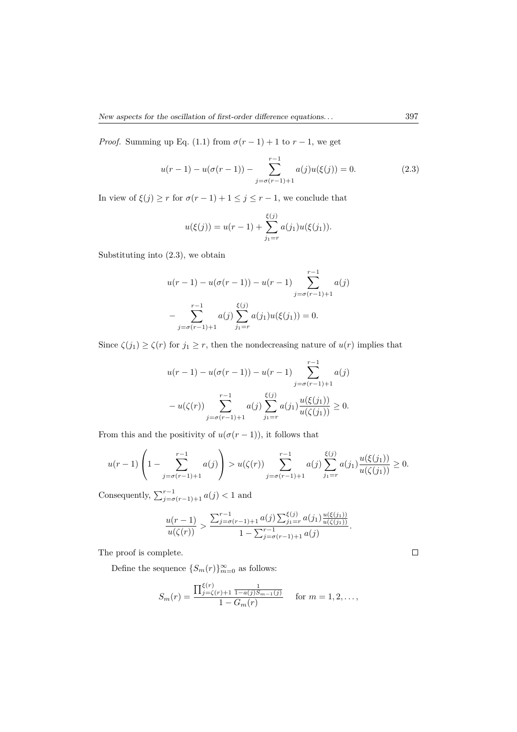*Proof.* Summing up Eq. (1.1) from $\sigma(r-1)+1$ to $r-1$, we get

$$u(r-1) - u(\sigma(r-1)) - \sum_{j=\sigma(r-1)+1}^{r-1} a(j)u(\xi(j)) = 0. \tag{2.3}$$

In view of $\xi(j) \geq r$ for $\sigma(r-1)+1 \leq j \leq r-1$, we conclude that

$$u(\xi(j)) = u(r-1) + \sum_{j_1=r}^{\xi(j)} a(j_1)u(\xi(j_1)).$$

Substituting into (2.3), we obtain

$$u(r-1) - u(\sigma(r-1)) - u(r-1) \sum_{j=\sigma(r-1)+1}^{r-1} a(j)$$
$$- \sum_{j=\sigma(r-1)+1}^{r-1} a(j) \sum_{j_1=r}^{\xi(j)} a(j_1)u(\xi(j_1)) = 0.$$

Since $\zeta(j_1) \geq \zeta(r)$ for $j_1 \geq r$, then the nondecreasing nature of $u(r)$ implies that

$$u(r-1) - u(\sigma(r-1)) - u(r-1) \sum_{j=\sigma(r-1)+1}^{r-1} a(j)$$
$$- u(\zeta(r)) \sum_{j=\sigma(r-1)+1}^{r-1} a(j) \sum_{j_1=r}^{\xi(j)} a(j_1) \frac{u(\xi(j_1))}{u(\zeta(j_1))} \geq 0.$$

From this and the positivity of $u(\sigma(r-1))$, it follows that

$$u(r-1)\left(1 - \sum_{j=\sigma(r-1)+1}^{r-1} a(j)\right) > u(\zeta(r)) \sum_{j=\sigma(r-1)+1}^{r-1} a(j) \sum_{j_1=r}^{\xi(j)} a(j_1) \frac{u(\xi(j_1))}{u(\zeta(j_1))} \geq 0.$$

Consequently, $\sum_{j=\sigma(r-1)+1}^{r-1} a(j) < 1$ and

$$\frac{u(r-1)}{u(\zeta(r))} > \frac{\sum_{j=\sigma(r-1)+1}^{r-1} a(j) \sum_{j_1=r}^{\xi(j)} a(j_1) \frac{u(\xi(j_1))}{u(\zeta(j_1))}}{1 - \sum_{j=\sigma(r-1)+1}^{r-1} a(j)}.$$

The proof is complete. ☐

Define the sequence $\{S_m(r)\}_{m=0}^{\infty}$ as follows:

$$S_m(r) = \frac{\prod_{j=\zeta(r)+1}^{\xi(r)} \frac{1}{1-a(j)S_{m-1}(j)}}{1 - G_m(r)} \quad \text{for } m = 1, 2, \ldots,$$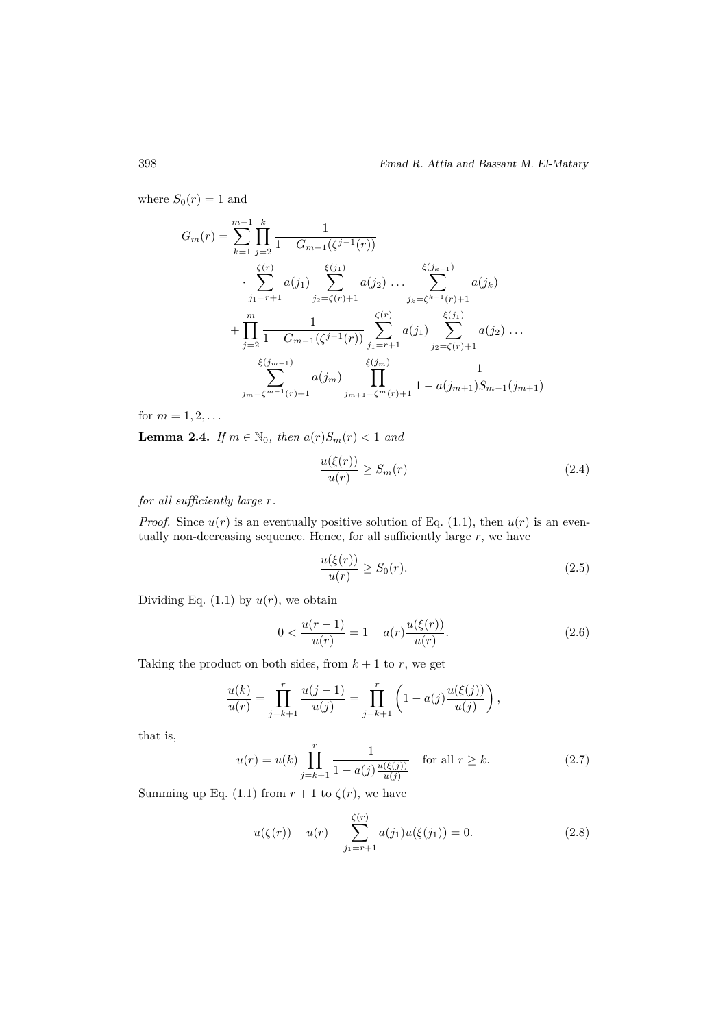where $S_0(r) = 1$ and

$$
\begin{aligned}
G_m(r) = &\sum_{k=1}^{m-1} \prod_{j=2}^{k} \frac{1}{1 - G_{m-1}(\zeta^{j-1}(r))} \\
&\cdot \sum_{j_1=r+1}^{\zeta(r)} a(j_1) \sum_{j_2=\zeta(r)+1}^{\xi(j_1)} a(j_2) \ldots \sum_{j_k=\zeta^{k-1}(r)+1}^{\xi(j_{k-1})} a(j_k) \\
&+ \prod_{j=2}^{m} \frac{1}{1 - G_{m-1}(\zeta^{j-1}(r))} \sum_{j_1=r+1}^{\zeta(r)} a(j_1) \sum_{j_2=\zeta(r)+1}^{\xi(j_1)} a(j_2) \ldots \\
&\sum_{j_m=\zeta^{m-1}(r)+1}^{\xi(j_{m-1})} a(j_m) \prod_{j_{m+1}=\zeta^m(r)+1}^{\xi(j_m)} \frac{1}{1 - a(j_{m+1}) S_{m-1}(j_{m+1})}
\end{aligned}
$$

for $m = 1, 2, \ldots$

**Lemma 2.4.** *If $m \in \mathbb{N}_0$, then $a(r)S_m(r) < 1$ and*

$$\frac{u(\xi(r))}{u(r)} \geq S_m(r) \tag{2.4}$$

*for all sufficiently large $r$.*

*Proof.* Since $u(r)$ is an eventually positive solution of Eq. (1.1), then $u(r)$ is an eventually non-decreasing sequence. Hence, for all sufficiently large $r$, we have

$$\frac{u(\xi(r))}{u(r)} \geq S_0(r). \tag{2.5}$$

Dividing Eq. (1.1) by $u(r)$, we obtain

$$0 < \frac{u(r-1)}{u(r)} = 1 - a(r)\frac{u(\xi(r))}{u(r)}. \tag{2.6}$$

Taking the product on both sides, from $k+1$ to $r$, we get

$$\frac{u(k)}{u(r)} = \prod_{j=k+1}^{r} \frac{u(j-1)}{u(j)} = \prod_{j=k+1}^{r} \left(1 - a(j)\frac{u(\xi(j))}{u(j)}\right),$$

that is,

$$u(r) = u(k) \prod_{j=k+1}^{r} \frac{1}{1 - a(j)\frac{u(\xi(j))}{u(j)}} \quad \text{for all } r \geq k. \tag{2.7}$$

Summing up Eq. (1.1) from $r+1$ to $\zeta(r)$, we have

$$u(\zeta(r)) - u(r) - \sum_{j_1=r+1}^{\zeta(r)} a(j_1) u(\xi(j_1)) = 0. \tag{2.8}$$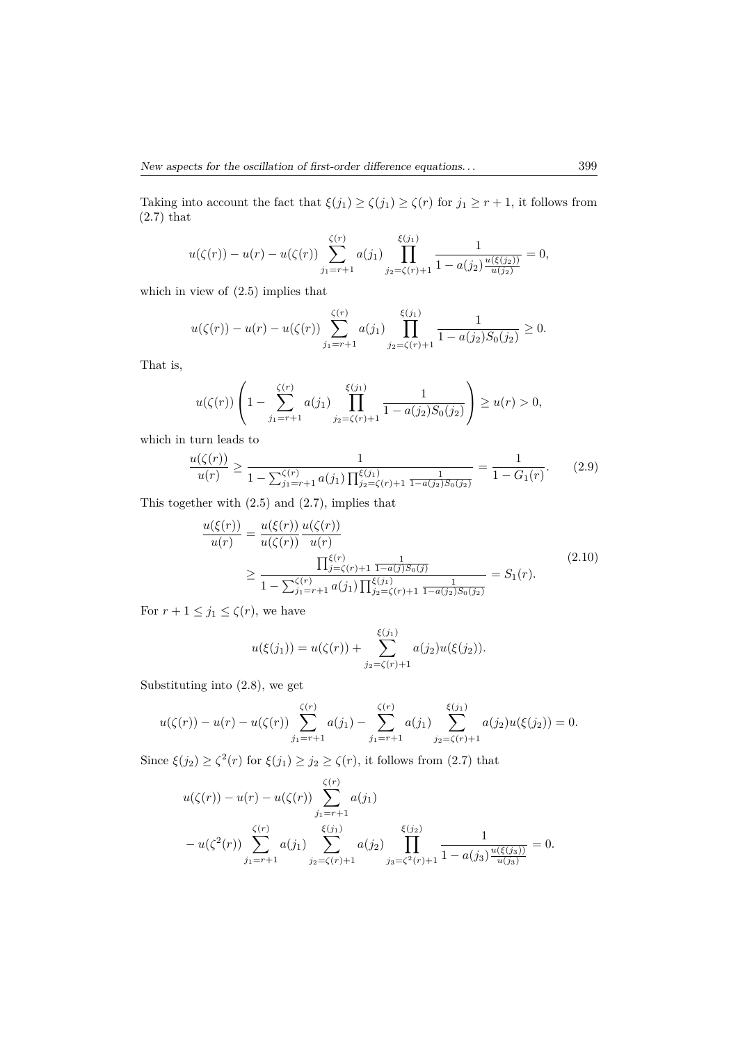Taking into account the fact that $\xi(j_1) \geq \zeta(j_1) \geq \zeta(r)$ for $j_1 \geq r+1$, it follows from (2.7) that

$$u(\zeta(r)) - u(r) - u(\zeta(r)) \sum_{j_1=r+1}^{\zeta(r)} a(j_1) \prod_{j_2=\zeta(r)+1}^{\xi(j_1)} \frac{1}{1 - a(j_2)\frac{u(\xi(j_2))}{u(j_2)}} = 0,$$

which in view of (2.5) implies that

$$u(\zeta(r)) - u(r) - u(\zeta(r)) \sum_{j_1=r+1}^{\zeta(r)} a(j_1) \prod_{j_2=\zeta(r)+1}^{\xi(j_1)} \frac{1}{1 - a(j_2)S_0(j_2)} \geq 0.$$

That is,

$$u(\zeta(r)) \left( 1 - \sum_{j_1=r+1}^{\zeta(r)} a(j_1) \prod_{j_2=\zeta(r)+1}^{\xi(j_1)} \frac{1}{1 - a(j_2)S_0(j_2)} \right) \geq u(r) > 0,$$

which in turn leads to

$$\frac{u(\zeta(r))}{u(r)} \geq \frac{1}{1 - \sum_{j_1=r+1}^{\zeta(r)} a(j_1) \prod_{j_2=\zeta(r)+1}^{\xi(j_1)} \frac{1}{1-a(j_2)S_0(j_2)}} = \frac{1}{1 - G_1(r)}. \tag{2.9}$$

This together with (2.5) and (2.7), implies that

$$\begin{aligned} \frac{u(\xi(r))}{u(r)} &= \frac{u(\xi(r))}{u(\zeta(r))} \frac{u(\zeta(r))}{u(r)} \\ &\geq \frac{\prod_{j=\zeta(r)+1}^{\xi(r)} \frac{1}{1-a(j)S_0(j)}}{1 - \sum_{j_1=r+1}^{\zeta(r)} a(j_1) \prod_{j_2=\zeta(r)+1}^{\xi(j_1)} \frac{1}{1-a(j_2)S_0(j_2)}} = S_1(r). \end{aligned} \tag{2.10}$$

For $r+1 \leq j_1 \leq \zeta(r)$, we have

$$u(\xi(j_1)) = u(\zeta(r)) + \sum_{j_2=\zeta(r)+1}^{\xi(j_1)} a(j_2) u(\xi(j_2)).$$

Substituting into (2.8), we get

$$u(\zeta(r)) - u(r) - u(\zeta(r)) \sum_{j_1=r+1}^{\zeta(r)} a(j_1) - \sum_{j_1=r+1}^{\zeta(r)} a(j_1) \sum_{j_2=\zeta(r)+1}^{\xi(j_1)} a(j_2) u(\xi(j_2)) = 0.$$

Since $\xi(j_2) \geq \zeta^2(r)$ for $\xi(j_1) \geq j_2 \geq \zeta(r)$, it follows from (2.7) that

$$\begin{aligned} &u(\zeta(r)) - u(r) - u(\zeta(r)) \sum_{j_1=r+1}^{\zeta(r)} a(j_1) \\ &\quad - u(\zeta^2(r)) \sum_{j_1=r+1}^{\zeta(r)} a(j_1) \sum_{j_2=\zeta(r)+1}^{\xi(j_1)} a(j_2) \prod_{j_3=\zeta^2(r)+1}^{\xi(j_2)} \frac{1}{1 - a(j_3)\frac{u(\xi(j_3))}{u(j_3)}} = 0. \end{aligned}$$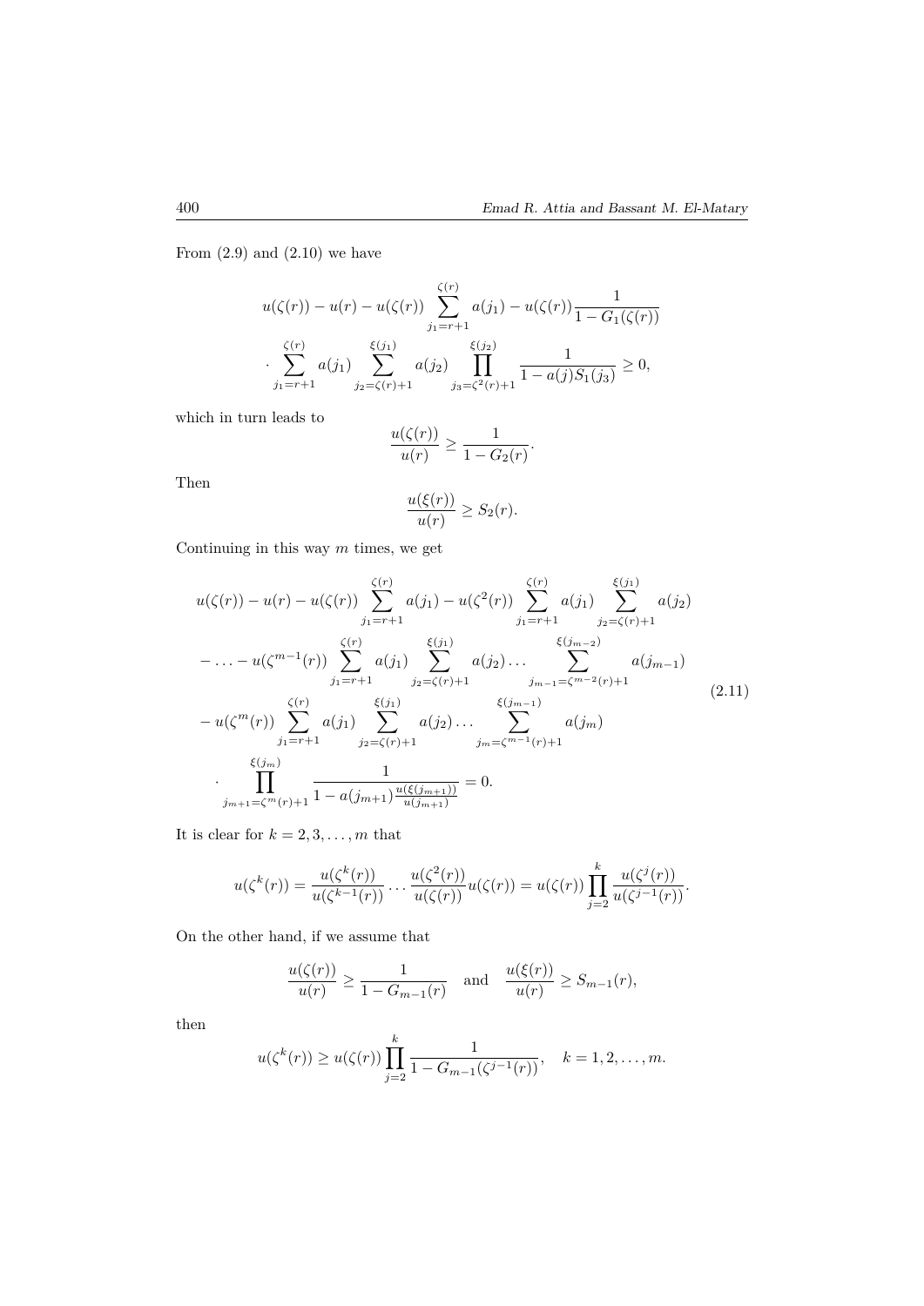From (2.9) and (2.10) we have

$$
\begin{aligned}
& u(\zeta(r))-u(r)-u(\zeta(r))\sum_{j_1=r+1}^{\zeta(r)}a(j_1)-u(\zeta(r))\frac{1}{1-G_1(\zeta(r))}\\
&\cdot\sum_{j_1=r+1}^{\zeta(r)}a(j_1)\sum_{j_2=\zeta(r)+1}^{\xi(j_1)}a(j_2)\prod_{j_3=\zeta^2(r)+1}^{\xi(j_2)}\frac{1}{1-a(j)S_1(j_3)}\geq 0,
\end{aligned}
$$

which in turn leads to

$$
\frac{u(\zeta(r))}{u(r)}\geq\frac{1}{1-G_2(r)}.
$$

Then

$$
\frac{u(\xi(r))}{u(r)}\geq S_2(r).
$$

Continuing in this way $m$ times, we get

$$
\begin{aligned}
& u(\zeta(r))-u(r)-u(\zeta(r))\sum_{j_1=r+1}^{\zeta(r)}a(j_1)-u(\zeta^2(r))\sum_{j_1=r+1}^{\zeta(r)}a(j_1)\sum_{j_2=\zeta(r)+1}^{\xi(j_1)}a(j_2)\\
&-\ldots-u(\zeta^{m-1}(r))\sum_{j_1=r+1}^{\zeta(r)}a(j_1)\sum_{j_2=\zeta(r)+1}^{\xi(j_1)}a(j_2)\ldots\sum_{j_{m-1}=\zeta^{m-2}(r)+1}^{\xi(j_{m-2})}a(j_{m-1})\\
&-u(\zeta^m(r))\sum_{j_1=r+1}^{\zeta(r)}a(j_1)\sum_{j_2=\zeta(r)+1}^{\xi(j_1)}a(j_2)\ldots\sum_{j_m=\zeta^{m-1}(r)+1}^{\xi(j_{m-1})}a(j_m)\\
&\cdot\prod_{j_{m+1}=\zeta^m(r)+1}^{\xi(j_m)}\frac{1}{1-a(j_{m+1})\frac{u(\xi(j_{m+1}))}{u(j_{m+1})}}=0.
\end{aligned}
\tag{2.11}
$$

It is clear for $k=2,3,\ldots,m$ that

$$
u(\zeta^k(r))=\frac{u(\zeta^k(r))}{u(\zeta^{k-1}(r))}\cdots\frac{u(\zeta^2(r))}{u(\zeta(r))}u(\zeta(r))=u(\zeta(r))\prod_{j=2}^{k}\frac{u(\zeta^j(r))}{u(\zeta^{j-1}(r))}.
$$

On the other hand, if we assume that

$$
\frac{u(\zeta(r))}{u(r)}\geq\frac{1}{1-G_{m-1}(r)}\quad\text{and}\quad\frac{u(\xi(r))}{u(r)}\geq S_{m-1}(r),
$$

then

$$
u(\zeta^k(r))\geq u(\zeta(r))\prod_{j=2}^{k}\frac{1}{1-G_{m-1}(\zeta^{j-1}(r))},\quad k=1,2,\ldots,m.
$$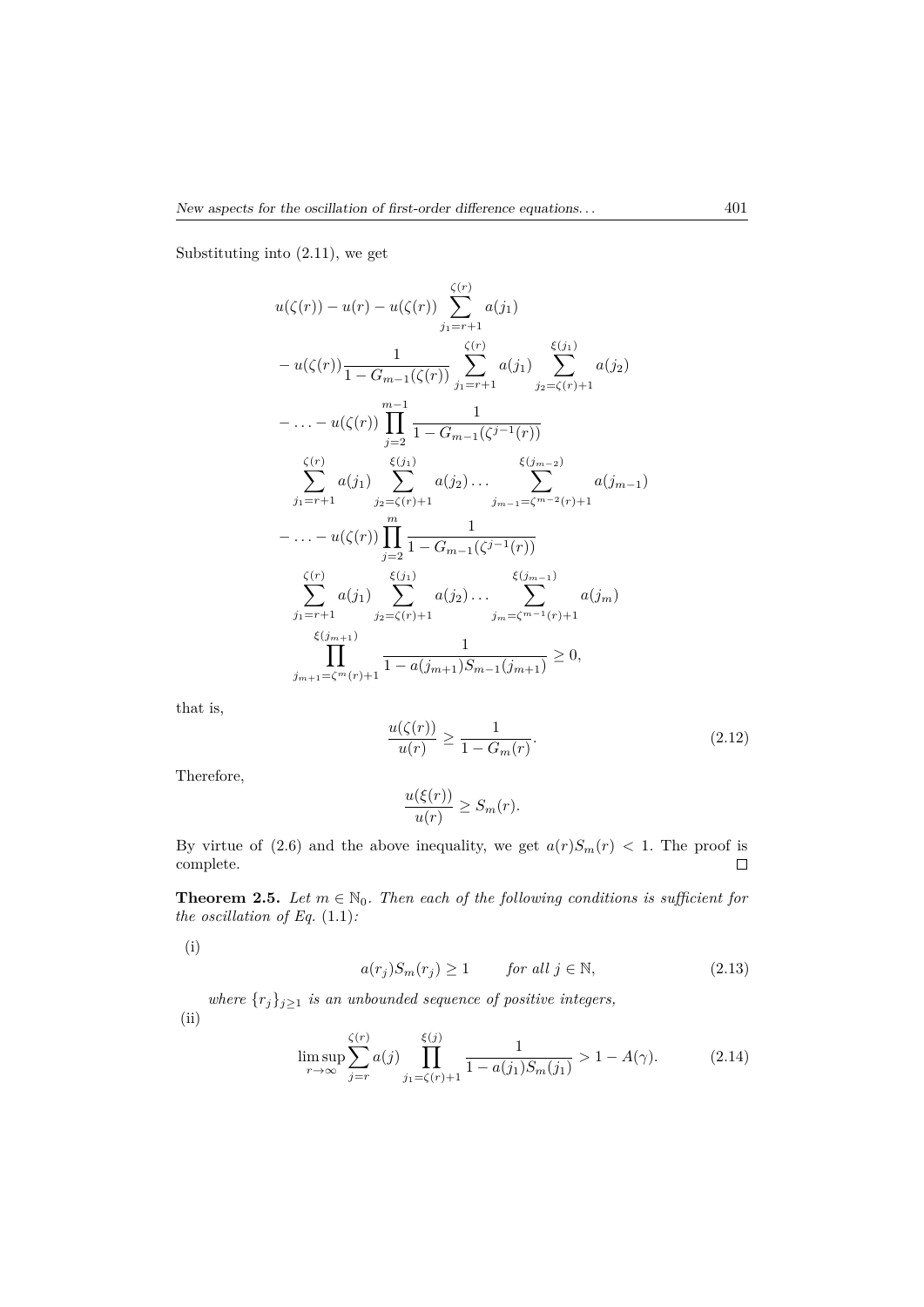Substituting into (2.11), we get

$$
\begin{aligned}
&u(\zeta(r)) - u(r) - u(\zeta(r)) \sum_{j_1=r+1}^{\zeta(r)} a(j_1) \\
&- u(\zeta(r)) \frac{1}{1-G_{m-1}(\zeta(r))} \sum_{j_1=r+1}^{\zeta(r)} a(j_1) \sum_{j_2=\zeta(r)+1}^{\xi(j_1)} a(j_2) \\
&- \ldots - u(\zeta(r)) \prod_{j=2}^{m-1} \frac{1}{1-G_{m-1}(\zeta^{j-1}(r))} \\
&\sum_{j_1=r+1}^{\zeta(r)} a(j_1) \sum_{j_2=\zeta(r)+1}^{\xi(j_1)} a(j_2) \ldots \sum_{j_{m-1}=\zeta^{m-2}(r)+1}^{\xi(j_{m-2})} a(j_{m-1}) \\
&- \ldots - u(\zeta(r)) \prod_{j=2}^{m} \frac{1}{1-G_{m-1}(\zeta^{j-1}(r))} \\
&\sum_{j_1=r+1}^{\zeta(r)} a(j_1) \sum_{j_2=\zeta(r)+1}^{\xi(j_1)} a(j_2) \ldots \sum_{j_m=\zeta^{m-1}(r)+1}^{\xi(j_{m-1})} a(j_m) \\
&\prod_{j_{m+1}=\zeta^m(r)+1}^{\xi(j_{m+1})} \frac{1}{1-a(j_{m+1})S_{m-1}(j_{m+1})} \geq 0,
\end{aligned}
$$

that is,

$$
\frac{u(\zeta(r))}{u(r)} \geq \frac{1}{1-G_m(r)}. \tag{2.12}
$$

Therefore,

$$
\frac{u(\xi(r))}{u(r)} \geq S_m(r).
$$

By virtue of (2.6) and the above inequality, we get $a(r)S_m(r) < 1$. The proof is complete. □

**Theorem 2.5.** *Let $m \in \mathbb{N}_0$. Then each of the following conditions is sufficient for the oscillation of Eq.* (1.1)*:*

(i)

$$
a(r_j)S_m(r_j) \geq 1 \qquad \textit{for all } j \in \mathbb{N}, \tag{2.13}
$$

*where $\{r_j\}_{j\geq 1}$ is an unbounded sequence of positive integers,*

(ii)

$$
\limsup_{r\to\infty} \sum_{j=r}^{\zeta(r)} a(j) \prod_{j_1=\zeta(r)+1}^{\xi(j)} \frac{1}{1-a(j_1)S_m(j_1)} > 1 - A(\gamma). \tag{2.14}
$$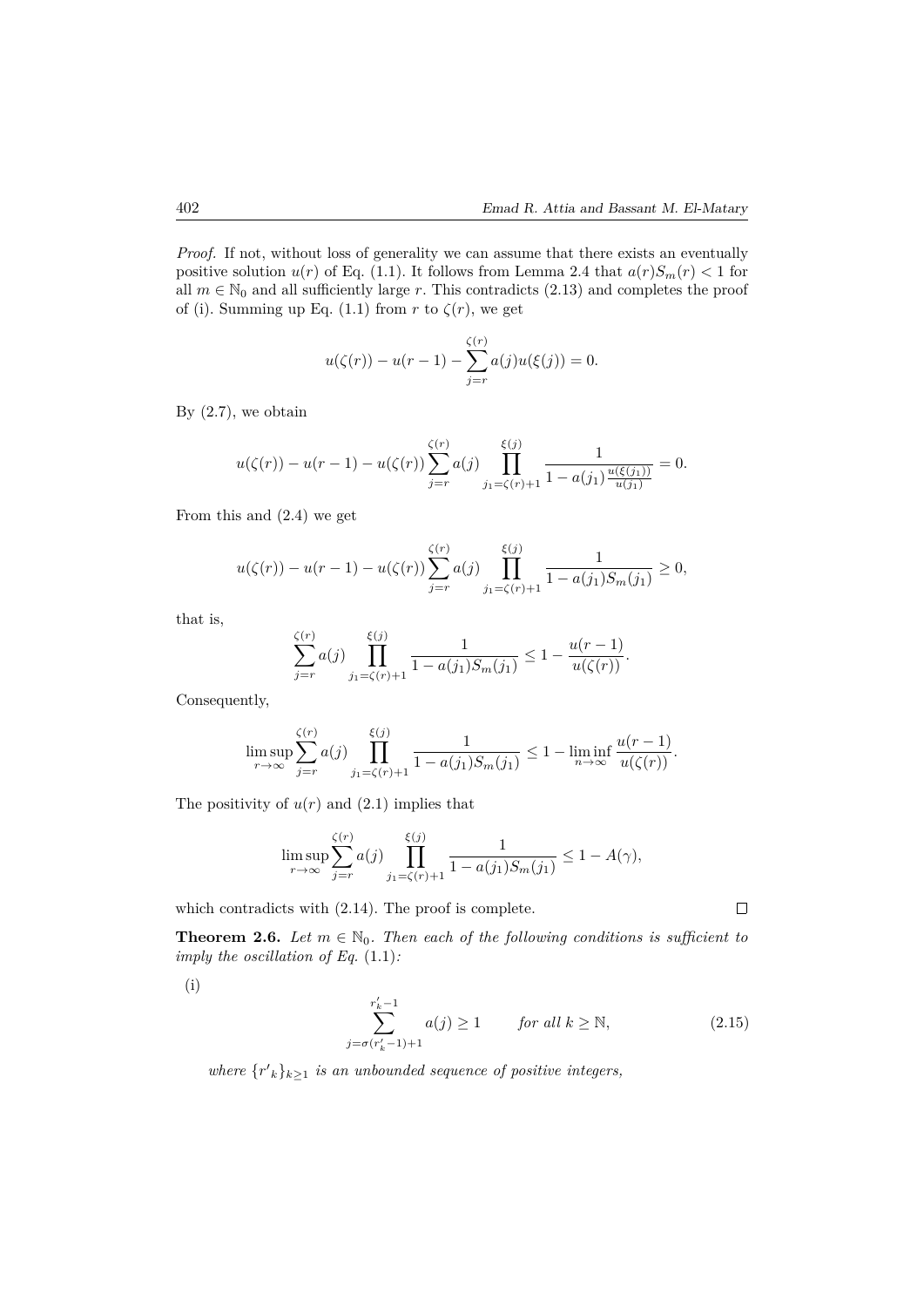*Proof.* If not, without loss of generality we can assume that there exists an eventually positive solution $u(r)$ of Eq. (1.1). It follows from Lemma 2.4 that $a(r)S_m(r) < 1$ for all $m \in \mathbb{N}_0$ and all sufficiently large $r$. This contradicts (2.13) and completes the proof of (i). Summing up Eq. (1.1) from $r$ to $\zeta(r)$, we get

$$u(\zeta(r)) - u(r-1) - \sum_{j=r}^{\zeta(r)} a(j)u(\xi(j)) = 0.$$

By (2.7), we obtain

$$u(\zeta(r)) - u(r-1) - u(\zeta(r)) \sum_{j=r}^{\zeta(r)} a(j) \prod_{j_1=\zeta(r)+1}^{\xi(j)} \frac{1}{1 - a(j_1)\frac{u(\xi(j_1))}{u(j_1)}} = 0.$$

From this and (2.4) we get

$$u(\zeta(r)) - u(r-1) - u(\zeta(r)) \sum_{j=r}^{\zeta(r)} a(j) \prod_{j_1=\zeta(r)+1}^{\xi(j)} \frac{1}{1 - a(j_1)S_m(j_1)} \geq 0,$$

that is,

$$\sum_{j=r}^{\zeta(r)} a(j) \prod_{j_1=\zeta(r)+1}^{\xi(j)} \frac{1}{1 - a(j_1)S_m(j_1)} \leq 1 - \frac{u(r-1)}{u(\zeta(r))}.$$

Consequently,

$$\limsup_{r\to\infty} \sum_{j=r}^{\zeta(r)} a(j) \prod_{j_1=\zeta(r)+1}^{\xi(j)} \frac{1}{1 - a(j_1)S_m(j_1)} \leq 1 - \liminf_{n\to\infty} \frac{u(r-1)}{u(\zeta(r))}.$$

The positivity of $u(r)$ and (2.1) implies that

$$\limsup_{r\to\infty} \sum_{j=r}^{\zeta(r)} a(j) \prod_{j_1=\zeta(r)+1}^{\xi(j)} \frac{1}{1 - a(j_1)S_m(j_1)} \leq 1 - A(\gamma),$$

which contradicts with (2.14). The proof is complete. $\square$

**Theorem 2.6.** *Let $m \in \mathbb{N}_0$. Then each of the following conditions is sufficient to imply the oscillation of Eq.* (1.1)*:*

(i)
$$\sum_{j=\sigma(r'_k-1)+1}^{r'_k-1} a(j) \geq 1 \qquad \textit{for all } k \geq \mathbb{N}, \tag{2.15}$$

*where $\{r'_k\}_{k\geq 1}$ is an unbounded sequence of positive integers,*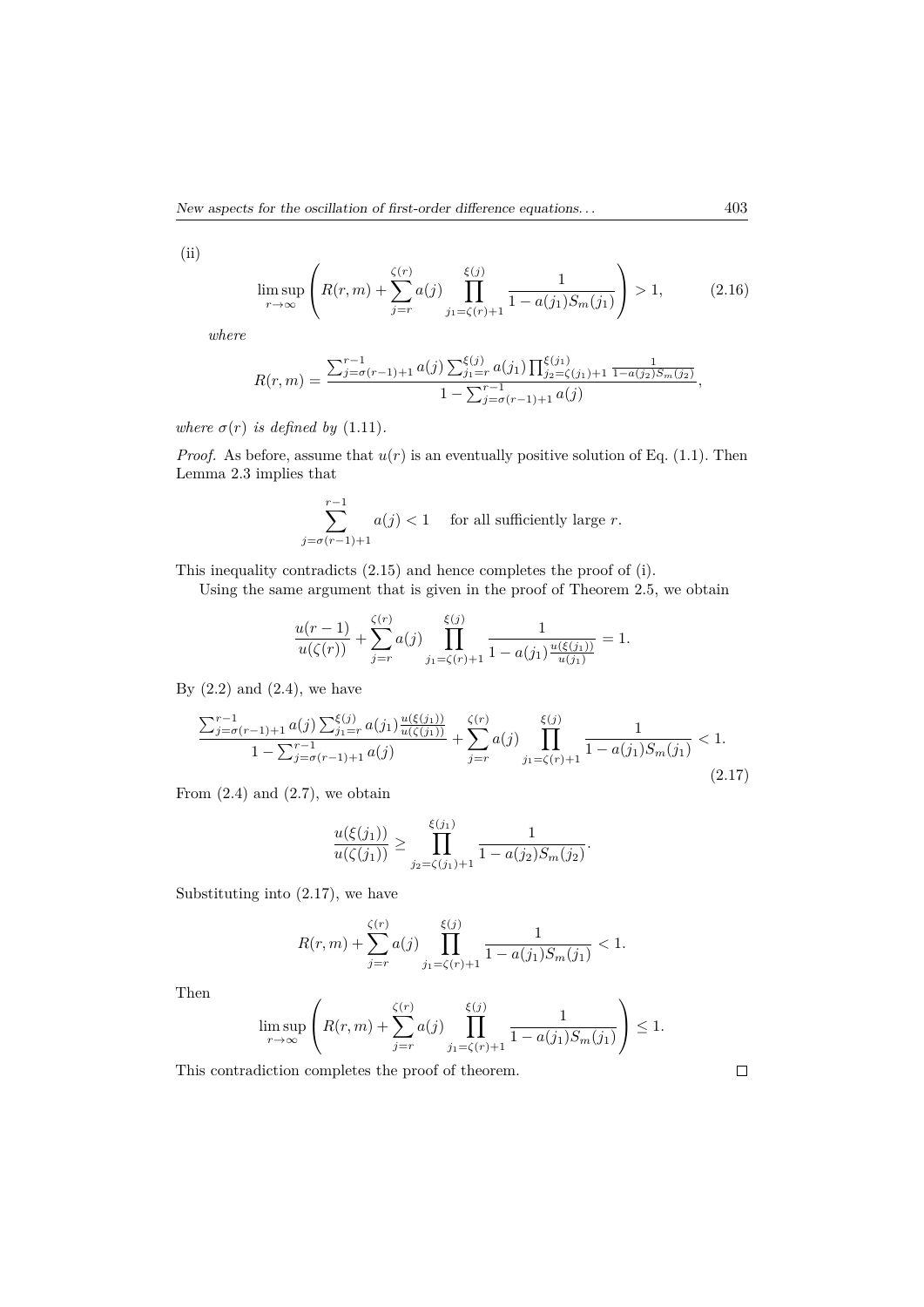(ii)

$$\limsup_{r\to\infty}\left(R(r,m)+\sum_{j=r}^{\zeta(r)}a(j)\prod_{j_1=\zeta(r)+1}^{\xi(j)}\frac{1}{1-a(j_1)S_m(j_1)}\right)>1, \tag{2.16}$$

*where*

$$R(r,m)=\frac{\sum_{j=\sigma(r-1)+1}^{r-1}a(j)\sum_{j_1=r}^{\xi(j)}a(j_1)\prod_{j_2=\zeta(j_1)+1}^{\xi(j_1)}\frac{1}{1-a(j_2)S_m(j_2)}}{1-\sum_{j=\sigma(r-1)+1}^{r-1}a(j)},$$

*where $\sigma(r)$ is defined by* (1.11).

*Proof.* As before, assume that $u(r)$ is an eventually positive solution of Eq. (1.1). Then Lemma 2.3 implies that

$$\sum_{j=\sigma(r-1)+1}^{r-1}a(j)<1 \quad \text{for all sufficiently large } r.$$

This inequality contradicts (2.15) and hence completes the proof of (i).

Using the same argument that is given in the proof of Theorem 2.5, we obtain

$$\frac{u(r-1)}{u(\zeta(r))}+\sum_{j=r}^{\zeta(r)}a(j)\prod_{j_1=\zeta(r)+1}^{\xi(j)}\frac{1}{1-a(j_1)\frac{u(\xi(j_1))}{u(j_1)}}=1.$$

By (2.2) and (2.4), we have

$$\frac{\sum_{j=\sigma(r-1)+1}^{r-1}a(j)\sum_{j_1=r}^{\xi(j)}a(j_1)\frac{u(\xi(j_1))}{u(\zeta(j_1))}}{1-\sum_{j=\sigma(r-1)+1}^{r-1}a(j)}+\sum_{j=r}^{\zeta(r)}a(j)\prod_{j_1=\zeta(r)+1}^{\xi(j)}\frac{1}{1-a(j_1)S_m(j_1)}<1. \tag{2.17}$$

From (2.4) and (2.7), we obtain

$$\frac{u(\xi(j_1))}{u(\zeta(j_1))}\geq\prod_{j_2=\zeta(j_1)+1}^{\xi(j_1)}\frac{1}{1-a(j_2)S_m(j_2)}.$$

Substituting into (2.17), we have

$$R(r,m)+\sum_{j=r}^{\zeta(r)}a(j)\prod_{j_1=\zeta(r)+1}^{\xi(j)}\frac{1}{1-a(j_1)S_m(j_1)}<1.$$

Then

$$\limsup_{r\to\infty}\left(R(r,m)+\sum_{j=r}^{\zeta(r)}a(j)\prod_{j_1=\zeta(r)+1}^{\xi(j)}\frac{1}{1-a(j_1)S_m(j_1)}\right)\leq 1.$$

This contradiction completes the proof of theorem. □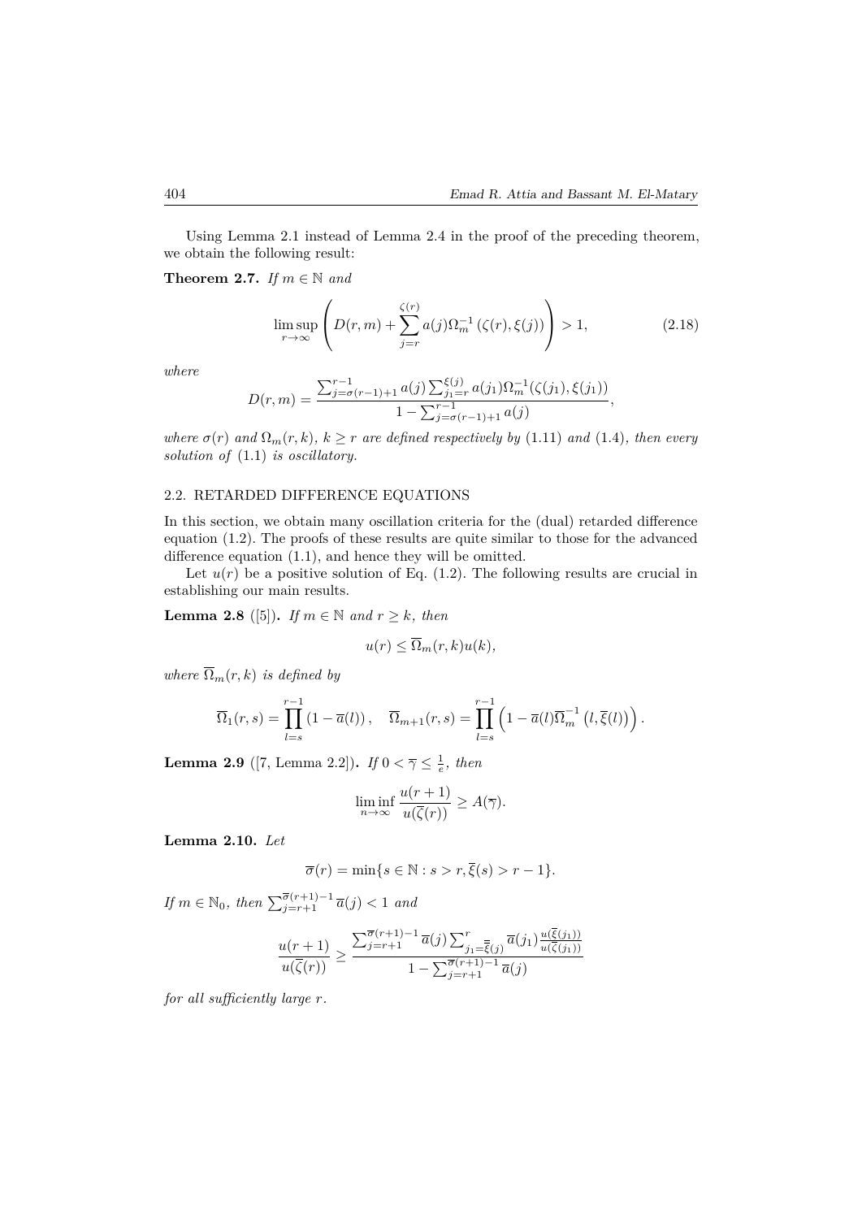Using Lemma 2.1 instead of Lemma 2.4 in the proof of the preceding theorem, we obtain the following result:

**Theorem 2.7.** *If $m \in \mathbb{N}$ and*

$$\limsup_{r\to\infty} \left( D(r,m) + \sum_{j=r}^{\zeta(r)} a(j)\Omega_m^{-1}\left(\zeta(r), \xi(j)\right) \right) > 1, \tag{2.18}$$

*where*

$$D(r,m) = \frac{\sum_{j=\sigma(r-1)+1}^{r-1} a(j) \sum_{j_1=r}^{\xi(j)} a(j_1)\Omega_m^{-1}(\zeta(j_1), \xi(j_1))}{1 - \sum_{j=\sigma(r-1)+1}^{r-1} a(j)},$$

*where $\sigma(r)$ and $\Omega_m(r,k)$, $k \geq r$ are defined respectively by* (1.11) *and* (1.4)*, then every solution of* (1.1) *is oscillatory.*

### 2.2. RETARDED DIFFERENCE EQUATIONS

In this section, we obtain many oscillation criteria for the (dual) retarded difference equation (1.2). The proofs of these results are quite similar to those for the advanced difference equation (1.1), and hence they will be omitted.

Let $u(r)$ be a positive solution of Eq. (1.2). The following results are crucial in establishing our main results.

**Lemma 2.8** ([5])**.** *If $m \in \mathbb{N}$ and $r \geq k$, then*

$$u(r) \leq \overline{\Omega}_m(r,k)u(k),$$

*where $\overline{\Omega}_m(r,k)$ is defined by*

$$\overline{\Omega}_1(r,s) = \prod_{l=s}^{r-1}\left(1 - \overline{a}(l)\right), \quad \overline{\Omega}_{m+1}(r,s) = \prod_{l=s}^{r-1}\left(1 - \overline{a}(l)\overline{\Omega}_m^{-1}\left(l, \overline{\xi}(l)\right)\right).$$

**Lemma 2.9** ([7, Lemma 2.2])**.** *If $0 < \overline{\gamma} \leq \frac{1}{e}$, then*

$$\liminf_{n\to\infty} \frac{u(r+1)}{u(\overline{\zeta}(r))} \geq A(\overline{\gamma}).$$

**Lemma 2.10.** *Let*

$$\overline{\sigma}(r) = \min\{s \in \mathbb{N} : s > r, \overline{\xi}(s) > r-1\}.$$

*If $m \in \mathbb{N}_0$, then $\sum_{j=r+1}^{\overline{\sigma}(r+1)-1} \overline{a}(j) < 1$ and*

$$\frac{u(r+1)}{u(\overline{\zeta}(r))} \geq \frac{\sum_{j=r+1}^{\overline{\sigma}(r+1)-1} \overline{a}(j) \sum_{j_1=\overline{\overline{\xi}}(j)}^{r} \overline{a}(j_1)\frac{u(\overline{\xi}(j_1))}{u(\overline{\zeta}(j_1))}}{1 - \sum_{j=r+1}^{\overline{\sigma}(r+1)-1} \overline{a}(j)}$$

*for all sufficiently large $r$.*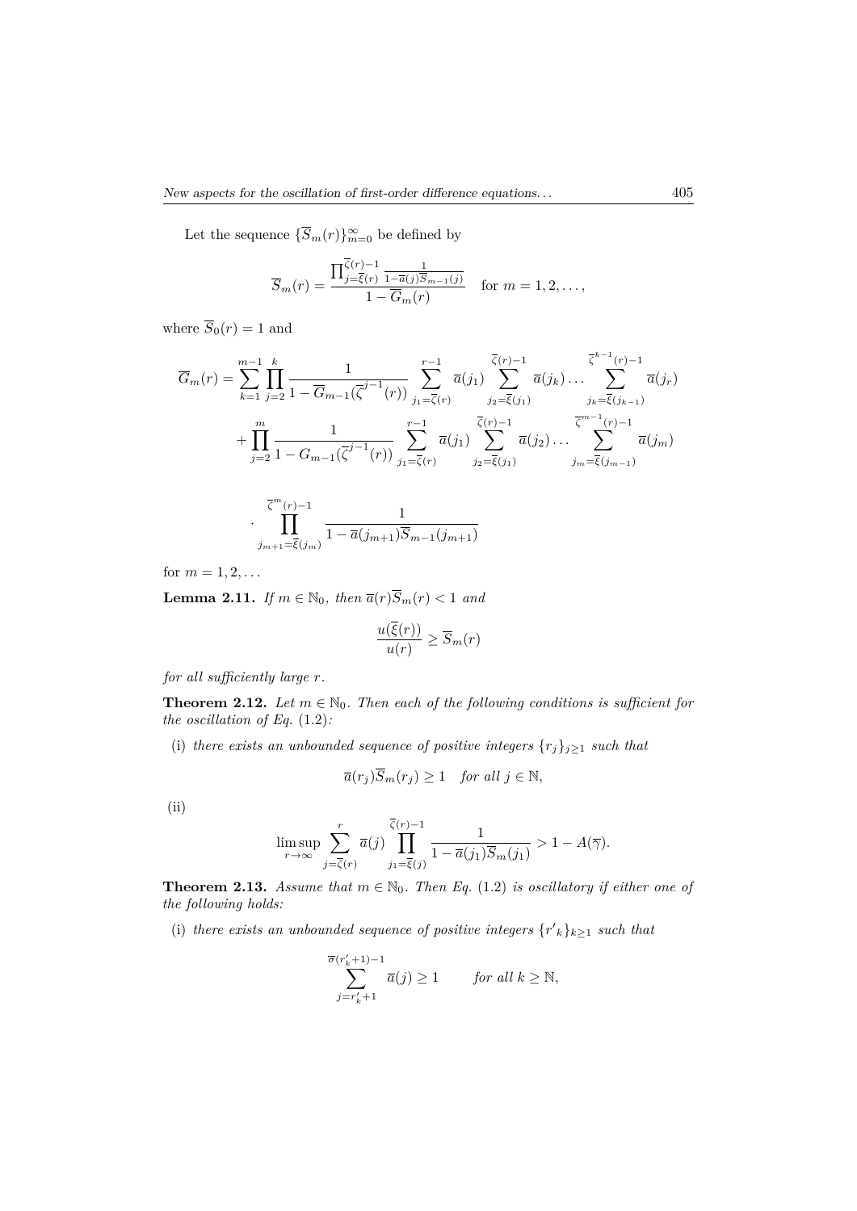Let the sequence $\{\overline{S}_m(r)\}_{m=0}^{\infty}$ be defined by

$$\overline{S}_m(r) = \frac{\prod_{j=\overline{\xi}(r)}^{\overline{\zeta}(r)-1} \frac{1}{1-\overline{a}(j)\overline{S}_{m-1}(j)}}{1-\overline{G}_m(r)} \quad \text{for } m = 1, 2, \dots,$$

where $\overline{S}_0(r) = 1$ and

$$\overline{G}_m(r) = \sum_{k=1}^{m-1} \prod_{j=2}^{k} \frac{1}{1-\overline{G}_{m-1}(\overline{\zeta}^{j-1}(r))} \sum_{j_1=\overline{\zeta}(r)}^{r-1} \overline{a}(j_1) \sum_{j_2=\overline{\xi}(j_1)}^{\overline{\zeta}(r)-1} \overline{a}(j_k) \dots \sum_{j_k=\overline{\xi}(j_{k-1})}^{\overline{\zeta}^{k-1}(r)-1} \overline{a}(j_r)$$

$$+ \prod_{j=2}^{m} \frac{1}{1-G_{m-1}(\overline{\zeta}^{j-1}(r))} \sum_{j_1=\overline{\zeta}(r)}^{r-1} \overline{a}(j_1) \sum_{j_2=\overline{\xi}(j_1)}^{\overline{\zeta}(r)-1} \overline{a}(j_2) \dots \sum_{j_m=\overline{\xi}(j_{m-1})}^{\overline{\zeta}^{m-1}(r)-1} \overline{a}(j_m)$$

$$\cdot \prod_{j_{m+1}=\overline{\xi}(j_m)}^{\overline{\zeta}^{m}(r)-1} \frac{1}{1-\overline{a}(j_{m+1})\overline{S}_{m-1}(j_{m+1})}$$

for $m = 1, 2, \dots$

**Lemma 2.11.** *If $m \in \mathbb{N}_0$, then $\overline{a}(r)\overline{S}_m(r) < 1$ and*

$$\frac{u(\overline{\xi}(r))}{u(r)} \geq \overline{S}_m(r)$$

*for all sufficiently large $r$.*

**Theorem 2.12.** *Let $m \in \mathbb{N}_0$. Then each of the following conditions is sufficient for the oscillation of Eq.* (1.2)*:*

(i) *there exists an unbounded sequence of positive integers $\{r_j\}_{j\geq 1}$ such that*

$$\overline{a}(r_j)\overline{S}_m(r_j) \geq 1 \quad \text{for all } j \in \mathbb{N},$$

(ii)

$$\limsup_{r\to\infty} \sum_{j=\overline{\zeta}(r)}^{r} \overline{a}(j) \prod_{j_1=\overline{\xi}(j)}^{\overline{\zeta}(r)-1} \frac{1}{1-\overline{a}(j_1)\overline{S}_m(j_1)} > 1 - A(\overline{\gamma}).$$

**Theorem 2.13.** *Assume that $m \in \mathbb{N}_0$. Then Eq.* (1.2) *is oscillatory if either one of the following holds:*

(i) *there exists an unbounded sequence of positive integers $\{r'_k\}_{k\geq 1}$ such that*

$$\sum_{j=r'_k+1}^{\overline{\sigma}(r'_k+1)-1} \overline{a}(j) \geq 1 \qquad \text{for all } k \geq \mathbb{N},$$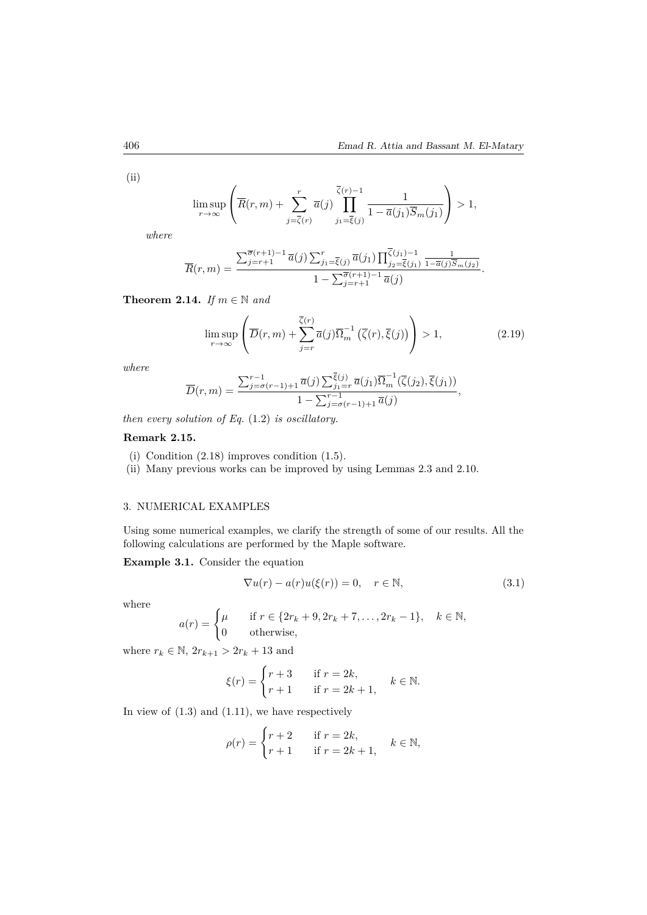(ii)

$$\limsup_{r\to\infty}\left(\overline{R}(r,m)+\sum_{j=\overline{\zeta}(r)}^{r}\overline{a}(j)\prod_{j_1=\overline{\xi}(j)}^{\overline{\zeta}(r)-1}\frac{1}{1-\overline{a}(j_1)\overline{S}_m(j_1)}\right)>1,$$

*where*

$$\overline{R}(r,m)=\frac{\sum_{j=r+1}^{\overline{\sigma}(r+1)-1}\overline{a}(j)\sum_{j_1=\overline{\xi}(j)}^{r}\overline{a}(j_1)\prod_{j_2=\overline{\xi}(j_1)}^{\overline{\zeta}(j_1)-1}\frac{1}{1-\overline{a}(j)\overline{S}_m(j_2)}}{1-\sum_{j=r+1}^{\overline{\sigma}(r+1)-1}\overline{a}(j)}.$$

**Theorem 2.14.** *If $m\in\mathbb{N}$ and*

$$\limsup_{r\to\infty}\left(\overline{D}(r,m)+\sum_{j=r}^{\overline{\zeta}(r)}\overline{a}(j)\overline{\Omega}_m^{-1}\left(\overline{\zeta}(r),\overline{\xi}(j)\right)\right)>1,\tag{2.19}$$

*where*

$$\overline{D}(r,m)=\frac{\sum_{j=\sigma(r-1)+1}^{r-1}\overline{a}(j)\sum_{j_1=r}^{\overline{\xi}(j)}\overline{a}(j_1)\overline{\Omega}_m^{-1}(\overline{\zeta}(j_2),\overline{\xi}(j_1))}{1-\sum_{j=\sigma(r-1)+1}^{r-1}\overline{a}(j)},$$

*then every solution of Eq.* (1.2) *is oscillatory.*

**Remark 2.15.**

(i) Condition (2.18) improves condition (1.5).

(ii) Many previous works can be improved by using Lemmas 2.3 and 2.10.

## 3. NUMERICAL EXAMPLES

Using some numerical examples, we clarify the strength of some of our results. All the following calculations are performed by the Maple software.

**Example 3.1.** Consider the equation

$$\nabla u(r)-a(r)u(\xi(r))=0,\quad r\in\mathbb{N},\tag{3.1}$$

where

$$a(r)=\begin{cases}\mu & \text{if } r\in\{2r_k+9,2r_k+7,\ldots,2r_k-1\},\quad k\in\mathbb{N},\\ 0 & \text{otherwise,}\end{cases}$$

where $r_k\in\mathbb{N}$, $2r_{k+1}>2r_k+13$ and

$$\xi(r)=\begin{cases}r+3 & \text{if } r=2k,\\ r+1 & \text{if } r=2k+1,\end{cases}\quad k\in\mathbb{N}.$$

In view of (1.3) and (1.11), we have respectively

$$\rho(r)=\begin{cases}r+2 & \text{if } r=2k,\\ r+1 & \text{if } r=2k+1,\end{cases}\quad k\in\mathbb{N},$$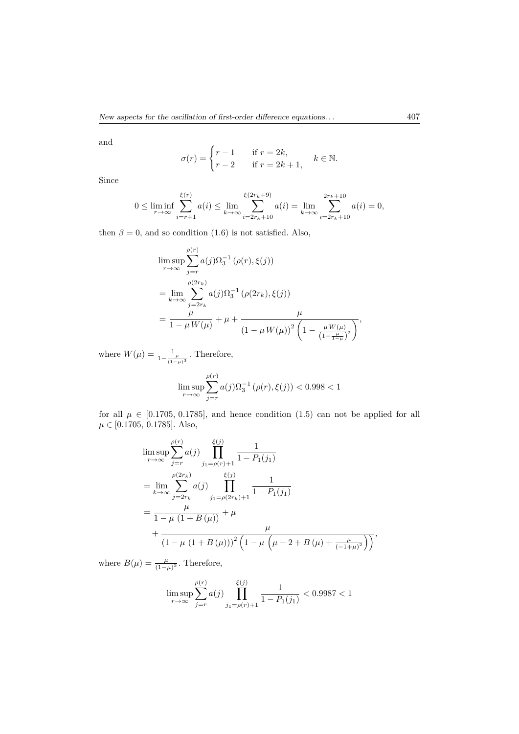and

$$\sigma(r) = \begin{cases} r-1 & \text{if } r = 2k, \\ r-2 & \text{if } r = 2k+1, \end{cases} \qquad k \in \mathbb{N}.$$

Since

$$0 \leq \liminf_{r\to\infty} \sum_{i=r+1}^{\xi(r)} a(i) \leq \lim_{k\to\infty} \sum_{i=2r_k+10}^{\xi(2r_k+9)} a(i) = \lim_{k\to\infty} \sum_{i=2r_k+10}^{2r_k+10} a(i) = 0,$$

then $\beta = 0$, and so condition (1.6) is not satisfied. Also,

$$\begin{aligned}
&\limsup_{r\to\infty} \sum_{j=r}^{\rho(r)} a(j)\Omega_3^{-1}\left(\rho(r), \xi(j)\right) \\
&= \lim_{k\to\infty} \sum_{j=2r_k}^{\rho(2r_k)} a(j)\Omega_3^{-1}\left(\rho(2r_k), \xi(j)\right) \\
&= \frac{\mu}{1-\mu\, W(\mu)} + \mu + \frac{\mu}{\left(1-\mu\, W(\mu)\right)^2\left(1-\frac{\mu\, W(\mu)}{\left(1-\frac{\mu}{1-\mu}\right)^2}\right)},
\end{aligned}$$

where $W(\mu) = \frac{1}{1-\frac{\mu}{(1-\mu)^3}}$. Therefore,

$$\limsup_{r\to\infty} \sum_{j=r}^{\rho(r)} a(j)\Omega_3^{-1}\left(\rho(r), \xi(j)\right) < 0.998 < 1$$

for all $\mu \in [0.1705,\, 0.1785]$, and hence condition (1.5) can not be applied for all $\mu \in [0.1705,\, 0.1785]$. Also,

$$\begin{aligned}
&\limsup_{r\to\infty} \sum_{j=r}^{\rho(r)} a(j) \prod_{j_1=\rho(r)+1}^{\xi(j)} \frac{1}{1-P_1(j_1)} \\
&= \lim_{k\to\infty} \sum_{j=2r_k}^{\rho(2r_k)} a(j) \prod_{j_1=\rho(2r_k)+1}^{\xi(j)} \frac{1}{1-P_1(j_1)} \\
&= \frac{\mu}{1-\mu\,\left(1+B\left(\mu\right)\right)} + \mu \\
&\quad + \frac{\mu}{\left(1-\mu\,\left(1+B\left(\mu\right)\right)\right)^2\left(1-\mu\,\left(\mu+2+B\left(\mu\right)+\frac{\mu}{(-1+\mu)^2}\right)\right)},
\end{aligned}$$

where $B(\mu) = \frac{\mu}{(1-\mu)^3}$. Therefore,

$$\limsup_{r\to\infty} \sum_{j=r}^{\rho(r)} a(j) \prod_{j_1=\rho(r)+1}^{\xi(j)} \frac{1}{1-P_1(j_1)} < 0.9987 < 1$$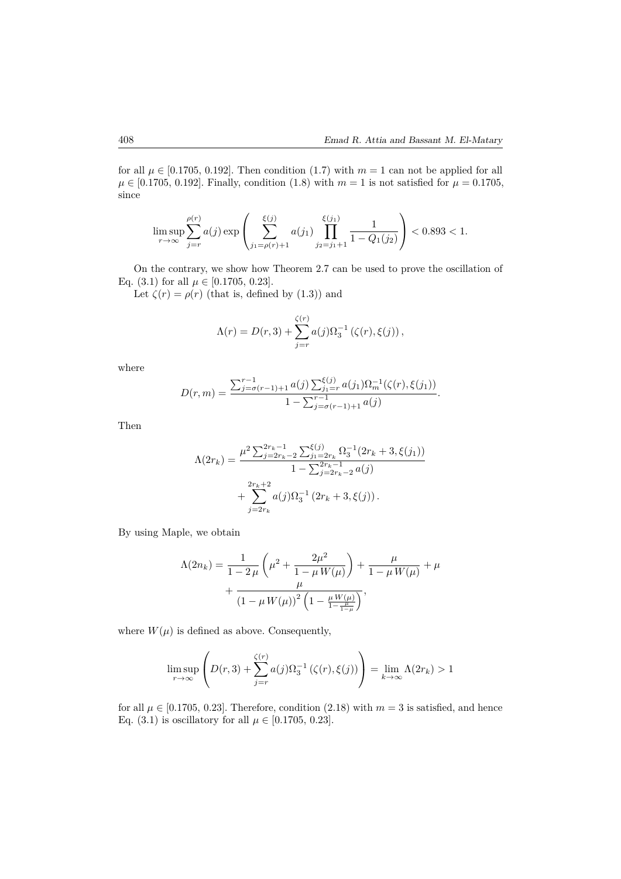for all $\mu \in [0.1705, 0.192]$. Then condition (1.7) with $m = 1$ can not be applied for all $\mu \in [0.1705, 0.192]$. Finally, condition (1.8) with $m = 1$ is not satisfied for $\mu = 0.1705$, since

$$\limsup_{r\to\infty} \sum_{j=r}^{\rho(r)} a(j) \exp\left( \sum_{j_1=\rho(r)+1}^{\xi(j)} a(j_1) \prod_{j_2=j_1+1}^{\xi(j_1)} \frac{1}{1 - Q_1(j_2)} \right) < 0.893 < 1.$$

On the contrary, we show how Theorem 2.7 can be used to prove the oscillation of Eq. (3.1) for all $\mu \in [0.1705, 0.23]$.

Let $\zeta(r) = \rho(r)$ (that is, defined by (1.3)) and

$$\Lambda(r) = D(r, 3) + \sum_{j=r}^{\zeta(r)} a(j) \Omega_3^{-1} \left( \zeta(r), \xi(j) \right),$$

where

$$D(r, m) = \frac{\sum_{j=\sigma(r-1)+1}^{r-1} a(j) \sum_{j_1=r}^{\xi(j)} a(j_1) \Omega_m^{-1}(\zeta(r), \xi(j_1))}{1 - \sum_{j=\sigma(r-1)+1}^{r-1} a(j)}.$$

Then

$$\begin{aligned} \Lambda(2r_k) = &\frac{\mu^2 \sum_{j=2r_k-2}^{2r_k-1} \sum_{j_1=2r_k}^{\xi(j)} \Omega_3^{-1}(2r_k + 3, \xi(j_1))}{1 - \sum_{j=2r_k-2}^{2r_k-1} a(j)} \\ &+ \sum_{j=2r_k}^{2r_k+2} a(j) \Omega_3^{-1} \left( 2r_k + 3, \xi(j) \right). \end{aligned}$$

By using Maple, we obtain

$$\begin{aligned} \Lambda(2n_k) = &\frac{1}{1 - 2\,\mu} \left( \mu^2 + \frac{2\mu^2}{1 - \mu\, W(\mu)} \right) + \frac{\mu}{1 - \mu\, W(\mu)} + \mu \\ &+ \frac{\mu}{\left(1 - \mu\, W(\mu)\right)^2 \left(1 - \frac{\mu\, W(\mu)}{1 - \frac{\mu}{1-\mu}}\right)}, \end{aligned}$$

where $W(\mu)$ is defined as above. Consequently,

$$\limsup_{r\to\infty} \left( D(r, 3) + \sum_{j=r}^{\zeta(r)} a(j) \Omega_3^{-1} \left( \zeta(r), \xi(j) \right) \right) = \lim_{k\to\infty} \Lambda(2r_k) > 1$$

for all $\mu \in [0.1705, 0.23]$. Therefore, condition (2.18) with $m = 3$ is satisfied, and hence Eq. (3.1) is oscillatory for all $\mu \in [0.1705, 0.23]$.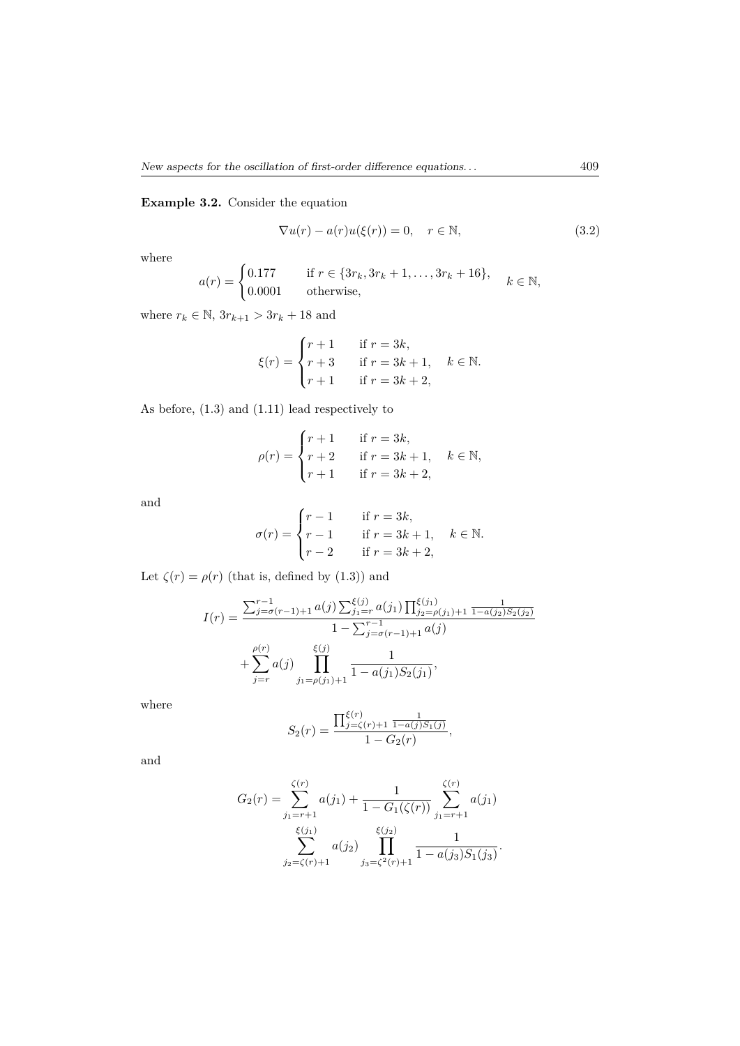**Example 3.2.** Consider the equation

$$\nabla u(r) - a(r)u(\xi(r)) = 0, \quad r \in \mathbb{N}, \tag{3.2}$$

where

$$a(r) = \begin{cases} 0.177 & \text{if } r \in \{3r_k, 3r_k+1, \dots, 3r_k+16\}, \\ 0.0001 & \text{otherwise}, \end{cases} \quad k \in \mathbb{N},$$

where $r_k \in \mathbb{N}$, $3r_{k+1} > 3r_k + 18$ and

$$\xi(r) = \begin{cases} r+1 & \text{if } r = 3k, \\ r+3 & \text{if } r = 3k+1, \\ r+1 & \text{if } r = 3k+2, \end{cases} \quad k \in \mathbb{N}.$$

As before, (1.3) and (1.11) lead respectively to

$$\rho(r) = \begin{cases} r+1 & \text{if } r = 3k, \\ r+2 & \text{if } r = 3k+1, \\ r+1 & \text{if } r = 3k+2, \end{cases} \quad k \in \mathbb{N},$$

and

$$\sigma(r) = \begin{cases} r-1 & \text{if } r = 3k, \\ r-1 & \text{if } r = 3k+1, \\ r-2 & \text{if } r = 3k+2, \end{cases} \quad k \in \mathbb{N}.$$

Let $\zeta(r) = \rho(r)$ (that is, defined by (1.3)) and

$$I(r) = \frac{\sum_{j=\sigma(r-1)+1}^{r-1} a(j) \sum_{j_1=r}^{\xi(j)} a(j_1) \prod_{j_2=\rho(j_1)+1}^{\xi(j_1)} \frac{1}{1-a(j_2)S_2(j_2)}}{1 - \sum_{j=\sigma(r-1)+1}^{r-1} a(j)} + \sum_{j=r}^{\rho(r)} a(j) \prod_{j_1=\rho(j_1)+1}^{\xi(j)} \frac{1}{1-a(j_1)S_2(j_1)},$$

where

$$S_2(r) = \frac{\prod_{j=\zeta(r)+1}^{\xi(r)} \frac{1}{1-a(j)S_1(j)}}{1 - G_2(r)},$$

and

$$G_2(r) = \sum_{j_1=r+1}^{\zeta(r)} a(j_1) + \frac{1}{1 - G_1(\zeta(r))} \sum_{j_1=r+1}^{\zeta(r)} a(j_1) \sum_{j_2=\zeta(r)+1}^{\xi(j_1)} a(j_2) \prod_{j_3=\zeta^2(r)+1}^{\xi(j_2)} \frac{1}{1-a(j_3)S_1(j_3)}.$$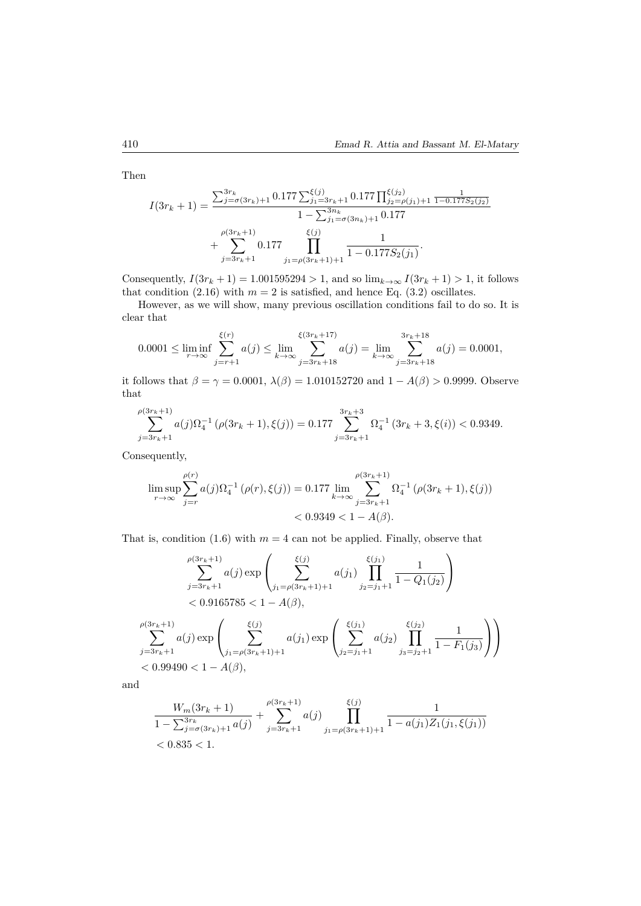Then

$$
I(3r_k+1) = \frac{\sum_{j=\sigma(3r_k)+1}^{3r_k} 0.177 \sum_{j_1=3r_k+1}^{\xi(j)} 0.177 \prod_{j_2=\rho(j_1)+1}^{\xi(j_2)} \frac{1}{1-0.177S_2(j_2)}}{1-\sum_{j_1=\sigma(3n_k)+1}^{3n_k} 0.177} + \sum_{j=3r_k+1}^{\rho(3r_k+1)} 0.177 \prod_{j_1=\rho(3r_k+1)+1}^{\xi(j)} \frac{1}{1-0.177S_2(j_1)}.
$$

Consequently, $I(3r_k+1) = 1.001595294 > 1$, and so $\lim_{k\to\infty} I(3r_k+1) > 1$, it follows that condition (2.16) with $m=2$ is satisfied, and hence Eq. (3.2) oscillates.

However, as we will show, many previous oscillation conditions fail to do so. It is clear that

$$
0.0001 \le \liminf_{r\to\infty} \sum_{j=r+1}^{\xi(r)} a(j) \le \lim_{k\to\infty} \sum_{j=3r_k+18}^{\xi(3r_k+17)} a(j) = \lim_{k\to\infty} \sum_{j=3r_k+18}^{3r_k+18} a(j) = 0.0001,
$$

it follows that $\beta = \gamma = 0.0001$, $\lambda(\beta) = 1.010152720$ and $1 - A(\beta) > 0.9999$. Observe that

$$
\sum_{j=3r_k+1}^{\rho(3r_k+1)} a(j)\Omega_4^{-1}\left(\rho(3r_k+1), \xi(j)\right) = 0.177 \sum_{j=3r_k+1}^{3r_k+3} \Omega_4^{-1}\left(3r_k+3, \xi(i)\right) < 0.9349.
$$

Consequently,

$$
\begin{aligned}
\limsup_{r\to\infty} \sum_{j=r}^{\rho(r)} a(j)\Omega_4^{-1}\left(\rho(r), \xi(j)\right) &= 0.177 \lim_{k\to\infty} \sum_{j=3r_k+1}^{\rho(3r_k+1)} \Omega_4^{-1}\left(\rho(3r_k+1), \xi(j)\right) \\
&< 0.9349 < 1 - A(\beta).
\end{aligned}
$$

That is, condition (1.6) with $m=4$ can not be applied. Finally, observe that

$$
\begin{aligned}
&\sum_{j=3r_k+1}^{\rho(3r_k+1)} a(j) \exp\left( \sum_{j_1=\rho(3r_k+1)+1}^{\xi(j)} a(j_1) \prod_{j_2=j_1+1}^{\xi(j_1)} \frac{1}{1-Q_1(j_2)} \right) \\
&< 0.9165785 < 1 - A(\beta),
\end{aligned}
$$

$$
\begin{aligned}
&\sum_{j=3r_k+1}^{\rho(3r_k+1)} a(j) \exp\left( \sum_{j_1=\rho(3r_k+1)+1}^{\xi(j)} a(j_1) \exp\left( \sum_{j_2=j_1+1}^{\xi(j_1)} a(j_2) \prod_{j_3=j_2+1}^{\xi(j_2)} \frac{1}{1-F_1(j_3)} \right) \right) \\
&< 0.99490 < 1 - A(\beta),
\end{aligned}
$$

and

$$
\begin{aligned}
&\frac{W_m(3r_k+1)}{1-\sum_{j=\sigma(3r_k)+1}^{3r_k} a(j)} + \sum_{j=3r_k+1}^{\rho(3r_k+1)} a(j) \prod_{j_1=\rho(3r_k+1)+1}^{\xi(j)} \frac{1}{1-a(j_1)Z_1(j_1,\xi(j_1))} \\
&< 0.835 < 1.
\end{aligned}
$$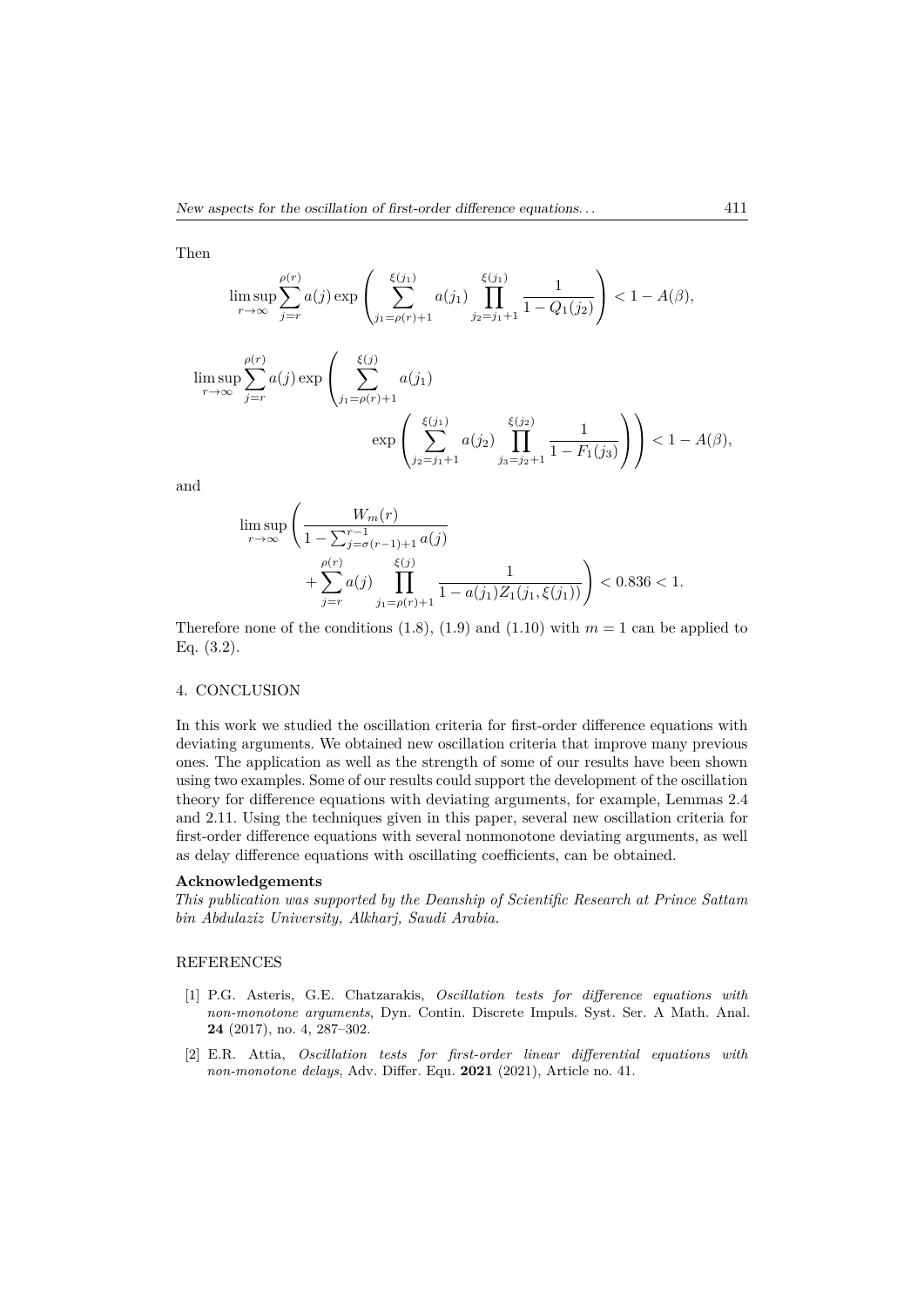Then

$$\limsup_{r\to\infty}\sum_{j=r}^{\rho(r)}a(j)\exp\left(\sum_{j_1=\rho(r)+1}^{\xi(j_1)}a(j_1)\prod_{j_2=j_1+1}^{\xi(j_1)}\frac{1}{1-Q_1(j_2)}\right)<1-A(\beta),$$

$$\limsup_{r\to\infty}\sum_{j=r}^{\rho(r)}a(j)\exp\left(\sum_{j_1=\rho(r)+1}^{\xi(j)}a(j_1)\exp\left(\sum_{j_2=j_1+1}^{\xi(j_1)}a(j_2)\prod_{j_3=j_2+1}^{\xi(j_2)}\frac{1}{1-F_1(j_3)}\right)\right)<1-A(\beta),$$

and

$$\limsup_{r\to\infty}\left(\frac{W_m(r)}{1-\sum_{j=\sigma(r-1)+1}^{r-1}a(j)}+\sum_{j=r}^{\rho(r)}a(j)\prod_{j_1=\rho(r)+1}^{\xi(j)}\frac{1}{1-a(j_1)Z_1(j_1,\xi(j_1))}\right)<0.836<1.$$

Therefore none of the conditions (1.8), (1.9) and (1.10) with $m=1$ can be applied to Eq. (3.2).

## 4. CONCLUSION

In this work we studied the oscillation criteria for first-order difference equations with deviating arguments. We obtained new oscillation criteria that improve many previous ones. The application as well as the strength of some of our results have been shown using two examples. Some of our results could support the development of the oscillation theory for difference equations with deviating arguments, for example, Lemmas 2.4 and 2.11. Using the techniques given in this paper, several new oscillation criteria for first-order difference equations with several nonmonotone deviating arguments, as well as delay difference equations with oscillating coefficients, can be obtained.

### Acknowledgements

*This publication was supported by the Deanship of Scientific Research at Prince Sattam bin Abdulaziz University, Alkharj, Saudi Arabia.*

## REFERENCES

[1] P.G. Asteris, G.E. Chatzarakis, *Oscillation tests for difference equations with non-monotone arguments*, Dyn. Contin. Discrete Impuls. Syst. Ser. A Math. Anal. **24** (2017), no. 4, 287–302.

[2] E.R. Attia, *Oscillation tests for first-order linear differential equations with non-monotone delays*, Adv. Differ. Equ. **2021** (2021), Article no. 41.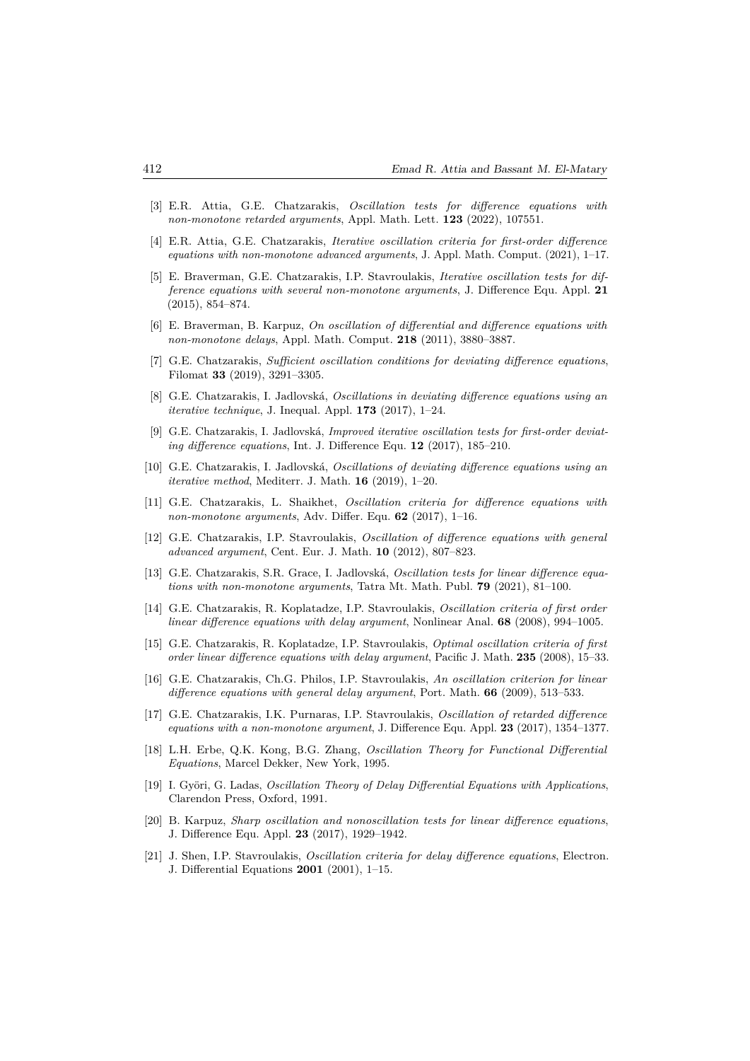[3] E.R. Attia, G.E. Chatzarakis, *Oscillation tests for difference equations with non-monotone retarded arguments*, Appl. Math. Lett. **123** (2022), 107551.

[4] E.R. Attia, G.E. Chatzarakis, *Iterative oscillation criteria for first-order difference equations with non-monotone advanced arguments*, J. Appl. Math. Comput. (2021), 1–17.

[5] E. Braverman, G.E. Chatzarakis, I.P. Stavroulakis, *Iterative oscillation tests for difference equations with several non-monotone arguments*, J. Difference Equ. Appl. **21** (2015), 854–874.

[6] E. Braverman, B. Karpuz, *On oscillation of differential and difference equations with non-monotone delays*, Appl. Math. Comput. **218** (2011), 3880–3887.

[7] G.E. Chatzarakis, *Sufficient oscillation conditions for deviating difference equations*, Filomat **33** (2019), 3291–3305.

[8] G.E. Chatzarakis, I. Jadlovská, *Oscillations in deviating difference equations using an iterative technique*, J. Inequal. Appl. **173** (2017), 1–24.

[9] G.E. Chatzarakis, I. Jadlovská, *Improved iterative oscillation tests for first-order deviating difference equations*, Int. J. Difference Equ. **12** (2017), 185–210.

[10] G.E. Chatzarakis, I. Jadlovská, *Oscillations of deviating difference equations using an iterative method*, Mediterr. J. Math. **16** (2019), 1–20.

[11] G.E. Chatzarakis, L. Shaikhet, *Oscillation criteria for difference equations with non-monotone arguments*, Adv. Differ. Equ. **62** (2017), 1–16.

[12] G.E. Chatzarakis, I.P. Stavroulakis, *Oscillation of difference equations with general advanced argument*, Cent. Eur. J. Math. **10** (2012), 807–823.

[13] G.E. Chatzarakis, S.R. Grace, I. Jadlovská, *Oscillation tests for linear difference equations with non-monotone arguments*, Tatra Mt. Math. Publ. **79** (2021), 81–100.

[14] G.E. Chatzarakis, R. Koplatadze, I.P. Stavroulakis, *Oscillation criteria of first order linear difference equations with delay argument*, Nonlinear Anal. **68** (2008), 994–1005.

[15] G.E. Chatzarakis, R. Koplatadze, I.P. Stavroulakis, *Optimal oscillation criteria of first order linear difference equations with delay argument*, Pacific J. Math. **235** (2008), 15–33.

[16] G.E. Chatzarakis, Ch.G. Philos, I.P. Stavroulakis, *An oscillation criterion for linear difference equations with general delay argument*, Port. Math. **66** (2009), 513–533.

[17] G.E. Chatzarakis, I.K. Purnaras, I.P. Stavroulakis, *Oscillation of retarded difference equations with a non-monotone argument*, J. Difference Equ. Appl. **23** (2017), 1354–1377.

[18] L.H. Erbe, Q.K. Kong, B.G. Zhang, *Oscillation Theory for Functional Differential Equations*, Marcel Dekker, New York, 1995.

[19] I. Györi, G. Ladas, *Oscillation Theory of Delay Differential Equations with Applications*, Clarendon Press, Oxford, 1991.

[20] B. Karpuz, *Sharp oscillation and nonoscillation tests for linear difference equations*, J. Difference Equ. Appl. **23** (2017), 1929–1942.

[21] J. Shen, I.P. Stavroulakis, *Oscillation criteria for delay difference equations*, Electron. J. Differential Equations **2001** (2001), 1–15.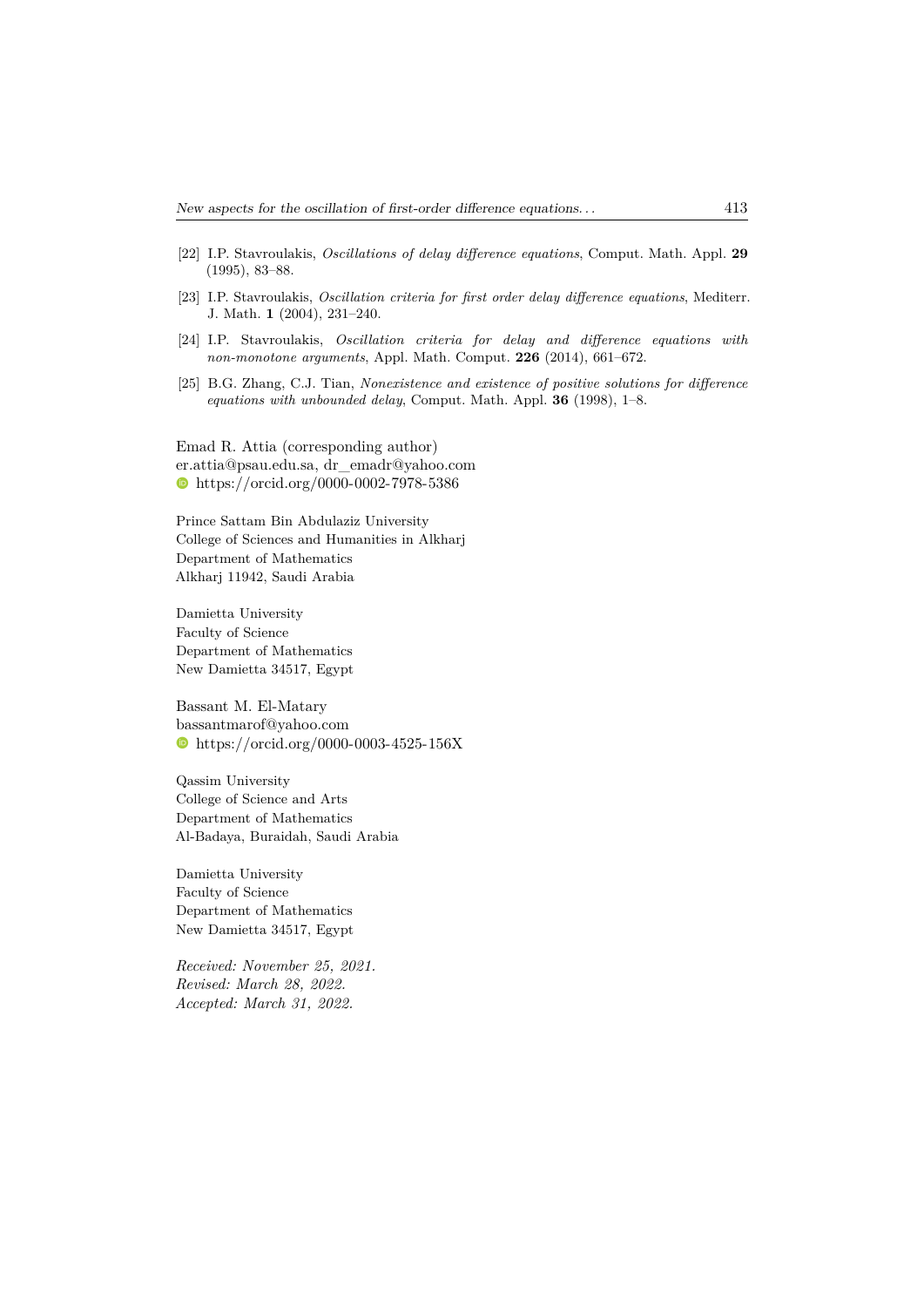[22] I.P. Stavroulakis, *Oscillations of delay difference equations*, Comput. Math. Appl. **29** (1995), 83–88.

[23] I.P. Stavroulakis, *Oscillation criteria for first order delay difference equations*, Mediterr. J. Math. **1** (2004), 231–240.

[24] I.P. Stavroulakis, *Oscillation criteria for delay and difference equations with non-monotone arguments*, Appl. Math. Comput. **226** (2014), 661–672.

[25] B.G. Zhang, C.J. Tian, *Nonexistence and existence of positive solutions for difference equations with unbounded delay*, Comput. Math. Appl. **36** (1998), 1–8.

Emad R. Attia (corresponding author)
er.attia@psau.edu.sa, dr_emadr@yahoo.com
https://orcid.org/0000-0002-7978-5386

Prince Sattam Bin Abdulaziz University
College of Sciences and Humanities in Alkharj
Department of Mathematics
Alkharj 11942, Saudi Arabia

Damietta University
Faculty of Science
Department of Mathematics
New Damietta 34517, Egypt

Bassant M. El-Matary
bassantmarof@yahoo.com
https://orcid.org/0000-0003-4525-156X

Qassim University
College of Science and Arts
Department of Mathematics
Al-Badaya, Buraidah, Saudi Arabia

Damietta University
Faculty of Science
Department of Mathematics
New Damietta 34517, Egypt

*Received: November 25, 2021.*
*Revised: March 28, 2022.*
*Accepted: March 31, 2022.*